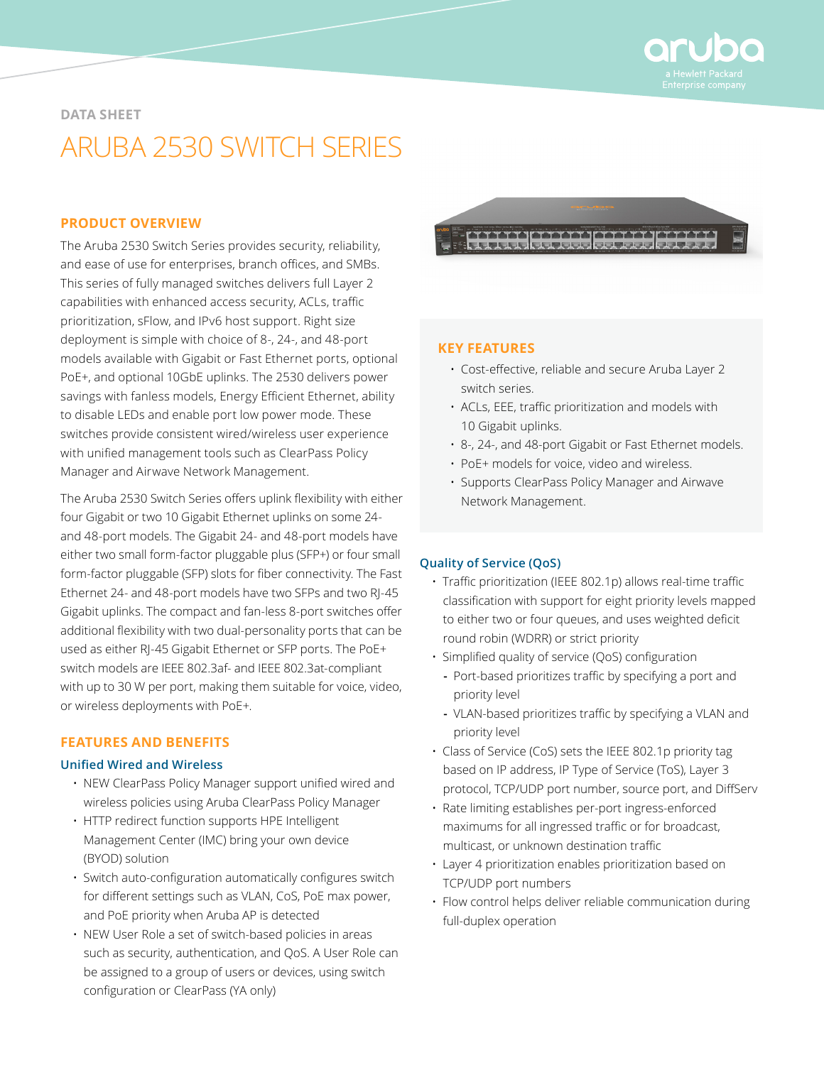DATA SHEET

# ARUBA 2530 SWITCH SERIES

## PRODUCT OVERVIEW

The Aruba 2530 Switch Series provides security, reliability, and ease of use for enterprises, branch offices, and SMBs. This series of fully managed switches delivers full Layer 2 capabilities with enhanced access security, ACLs, traffic prioritization, sFlow, and IPv6 host support. Right size deployment is simple with choice of 8-, 24-, and 48-port models available with Gigabit or Fast Ethernet ports, optional PoE+, and optional 10GbE uplinks. The 2530 delivers power savings with fanless models, Energy Efficient Ethernet, ability to disable LEDs and enable port low power mode. These switches provide consistent wired/wireless user experience with unified management tools such as ClearPass Policy Manager and Airwave Network Management.

The Aruba 2530 Switch Series offers uplink flexibility with either four Gigabit or two 10 Gigabit Ethernet uplinks on some 24- and 48-port models. The Gigabit 24- and 48-port models have either two small form-factor pluggable plus (SFP+) or four small form-factor pluggable (SFP) slots for fiber connectivity. The Fast Ethernet 24- and 48-port models have two SFPs and two RJ-45 Gigabit uplinks. The compact and fan-less 8-port switches offer additional flexibility with two dual-personality ports that can be used as either RJ-45 Gigabit Ethernet or SFP ports. The PoE+ switch models are IEEE 802.3af- and IEEE 802.3at-compliant with up to 30 W per port, making them suitable for voice, video, or wireless deployments with PoE+.

## KEY FEATURES

- Cost-effective, reliable and secure Aruba Layer 2 switch series.
- ACLs, EEE, traffic prioritization and models with 10 Gigabit uplinks.
- 8-, 24-, and 48-port Gigabit or Fast Ethernet models.
- PoE+ models for voice, video and wireless.
- Supports ClearPass Policy Manager and Airwave Network Management.

## FEATURES AND BENEFITS

### Unified Wired and Wireless

- NEW ClearPass Policy Manager support unified wired and wireless policies using Aruba ClearPass Policy Manager
- HTTP redirect function supports HPE Intelligent Management Center (IMC) bring your own device (BYOD) solution
- Switch auto-configuration automatically configures switch for different settings such as VLAN, CoS, PoE max power, and PoE priority when Aruba AP is detected
- NEW User Role a set of switch-based policies in areas such as security, authentication, and QoS. A User Role can be assigned to a group of users or devices, using switch configuration or ClearPass (YA only)

### Quality of Service (QoS)

- Traffic prioritization (IEEE 802.1p) allows real-time traffic classification with support for eight priority levels mapped to either two or four queues, and uses weighted deficit round robin (WDRR) or strict priority
- Simplified quality of service (QoS) configuration
  - Port-based prioritizes traffic by specifying a port and priority level
  - VLAN-based prioritizes traffic by specifying a VLAN and priority level
- Class of Service (CoS) sets the IEEE 802.1p priority tag based on IP address, IP Type of Service (ToS), Layer 3 protocol, TCP/UDP port number, source port, and DiffServ
- Rate limiting establishes per-port ingress-enforced maximums for all ingressed traffic or for broadcast, multicast, or unknown destination traffic
- Layer 4 prioritization enables prioritization based on TCP/UDP port numbers
- Flow control helps deliver reliable communication during full-duplex operation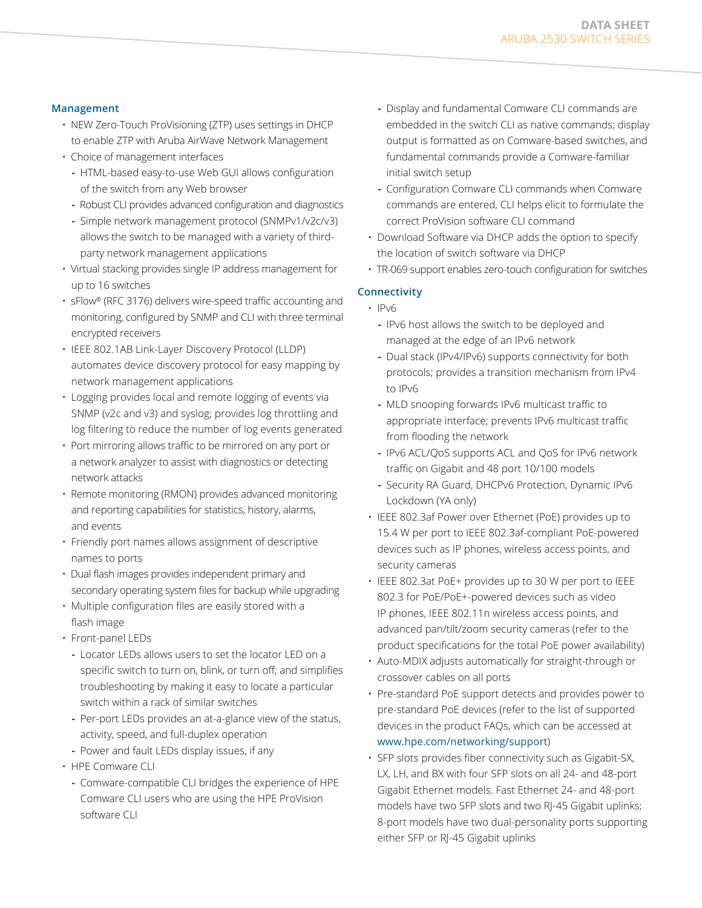## Management

- NEW Zero-Touch ProVisioning (ZTP) uses settings in DHCP to enable ZTP with Aruba AirWave Network Management
- Choice of management interfaces
  - HTML-based easy-to-use Web GUI allows configuration of the switch from any Web browser
  - Robust CLI provides advanced configuration and diagnostics
  - Simple network management protocol (SNMPv1/v2c/v3) allows the switch to be managed with a variety of third-party network management applications
- Virtual stacking provides single IP address management for up to 16 switches
- sFlow® (RFC 3176) delivers wire-speed traffic accounting and monitoring, configured by SNMP and CLI with three terminal encrypted receivers
- IEEE 802.1AB Link-Layer Discovery Protocol (LLDP) automates device discovery protocol for easy mapping by network management applications
- Logging provides local and remote logging of events via SNMP (v2c and v3) and syslog; provides log throttling and log filtering to reduce the number of log events generated
- Port mirroring allows traffic to be mirrored on any port or a network analyzer to assist with diagnostics or detecting network attacks
- Remote monitoring (RMON) provides advanced monitoring and reporting capabilities for statistics, history, alarms, and events
- Friendly port names allows assignment of descriptive names to ports
- Dual flash images provides independent primary and secondary operating system files for backup while upgrading
- Multiple configuration files are easily stored with a flash image
- Front-panel LEDs
  - Locator LEDs allows users to set the locator LED on a specific switch to turn on, blink, or turn off; and simplifies troubleshooting by making it easy to locate a particular switch within a rack of similar switches
  - Per-port LEDs provides an at-a-glance view of the status, activity, speed, and full-duplex operation
  - Power and fault LEDs display issues, if any
- HPE Comware CLI
  - Comware-compatible CLI bridges the experience of HPE Comware CLI users who are using the HPE ProVision software CLI
  - Display and fundamental Comware CLI commands are embedded in the switch CLI as native commands; display output is formatted as on Comware-based switches, and fundamental commands provide a Comware-familiar initial switch setup
  - Configuration Comware CLI commands when Comware commands are entered, CLI helps elicit to formulate the correct ProVision software CLI command
- Download Software via DHCP adds the option to specify the location of switch software via DHCP
- TR-069 support enables zero-touch configuration for switches

## Connectivity

- IPv6
  - IPv6 host allows the switch to be deployed and managed at the edge of an IPv6 network
  - Dual stack (IPv4/IPv6) supports connectivity for both protocols; provides a transition mechanism from IPv4 to IPv6
  - MLD snooping forwards IPv6 multicast traffic to appropriate interface; prevents IPv6 multicast traffic from flooding the network
  - IPv6 ACL/QoS supports ACL and QoS for IPv6 network traffic on Gigabit and 48 port 10/100 models
  - Security RA Guard, DHCPv6 Protection, Dynamic IPv6 Lockdown (YA only)
- IEEE 802.3af Power over Ethernet (PoE) provides up to 15.4 W per port to IEEE 802.3af-compliant PoE-powered devices such as IP phones, wireless access points, and security cameras
- IEEE 802.3at PoE+ provides up to 30 W per port to IEEE 802.3 for PoE/PoE+-powered devices such as video IP phones, IEEE 802.11n wireless access points, and advanced pan/tilt/zoom security cameras (refer to the product specifications for the total PoE power availability)
- Auto-MDIX adjusts automatically for straight-through or crossover cables on all ports
- Pre-standard PoE support detects and provides power to pre-standard PoE devices (refer to the list of supported devices in the product FAQs, which can be accessed at www.hpe.com/networking/support)
- SFP slots provides fiber connectivity such as Gigabit-SX, LX, LH, and BX with four SFP slots on all 24- and 48-port Gigabit Ethernet models. Fast Ethernet 24- and 48-port models have two SFP slots and two RJ-45 Gigabit uplinks; 8-port models have two dual-personality ports supporting either SFP or RJ-45 Gigabit uplinks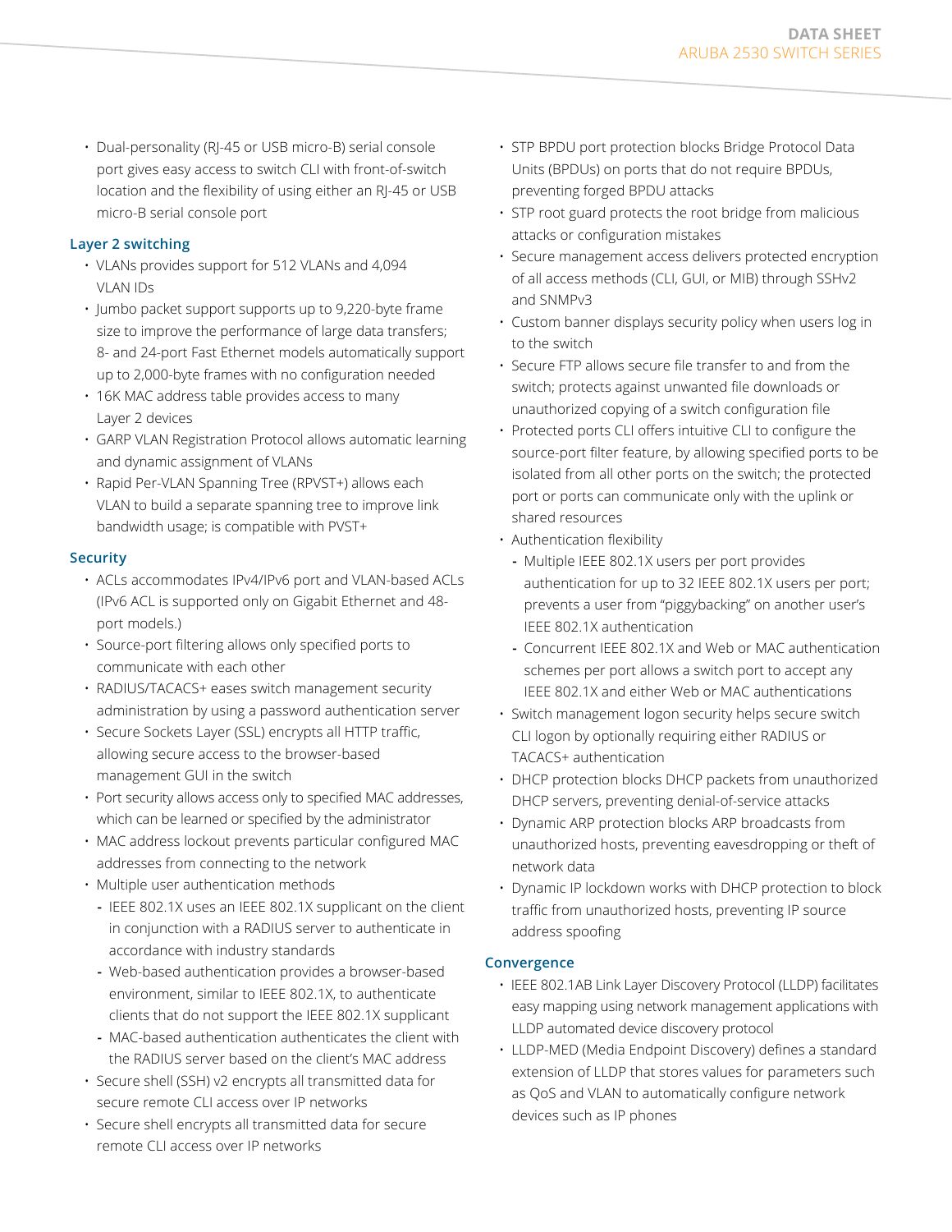- Dual-personality (RJ-45 or USB micro-B) serial console port gives easy access to switch CLI with front-of-switch location and the flexibility of using either an RJ-45 or USB micro-B serial console port

### Layer 2 switching

- VLANs provides support for 512 VLANs and 4,094 VLAN IDs
- Jumbo packet support supports up to 9,220-byte frame size to improve the performance of large data transfers; 8- and 24-port Fast Ethernet models automatically support up to 2,000-byte frames with no configuration needed
- 16K MAC address table provides access to many Layer 2 devices
- GARP VLAN Registration Protocol allows automatic learning and dynamic assignment of VLANs
- Rapid Per-VLAN Spanning Tree (RPVST+) allows each VLAN to build a separate spanning tree to improve link bandwidth usage; is compatible with PVST+

### Security

- ACLs accommodates IPv4/IPv6 port and VLAN-based ACLs (IPv6 ACL is supported only on Gigabit Ethernet and 48-port models.)
- Source-port filtering allows only specified ports to communicate with each other
- RADIUS/TACACS+ eases switch management security administration by using a password authentication server
- Secure Sockets Layer (SSL) encrypts all HTTP traffic, allowing secure access to the browser-based management GUI in the switch
- Port security allows access only to specified MAC addresses, which can be learned or specified by the administrator
- MAC address lockout prevents particular configured MAC addresses from connecting to the network
- Multiple user authentication methods
  - IEEE 802.1X uses an IEEE 802.1X supplicant on the client in conjunction with a RADIUS server to authenticate in accordance with industry standards
  - Web-based authentication provides a browser-based environment, similar to IEEE 802.1X, to authenticate clients that do not support the IEEE 802.1X supplicant
  - MAC-based authentication authenticates the client with the RADIUS server based on the client's MAC address
- Secure shell (SSH) v2 encrypts all transmitted data for secure remote CLI access over IP networks
- Secure shell encrypts all transmitted data for secure remote CLI access over IP networks
- STP BPDU port protection blocks Bridge Protocol Data Units (BPDUs) on ports that do not require BPDUs, preventing forged BPDU attacks
- STP root guard protects the root bridge from malicious attacks or configuration mistakes
- Secure management access delivers protected encryption of all access methods (CLI, GUI, or MIB) through SSHv2 and SNMPv3
- Custom banner displays security policy when users log in to the switch
- Secure FTP allows secure file transfer to and from the switch; protects against unwanted file downloads or unauthorized copying of a switch configuration file
- Protected ports CLI offers intuitive CLI to configure the source-port filter feature, by allowing specified ports to be isolated from all other ports on the switch; the protected port or ports can communicate only with the uplink or shared resources
- Authentication flexibility
  - Multiple IEEE 802.1X users per port provides authentication for up to 32 IEEE 802.1X users per port; prevents a user from "piggybacking" on another user's IEEE 802.1X authentication
  - Concurrent IEEE 802.1X and Web or MAC authentication schemes per port allows a switch port to accept any IEEE 802.1X and either Web or MAC authentications
- Switch management logon security helps secure switch CLI logon by optionally requiring either RADIUS or TACACS+ authentication
- DHCP protection blocks DHCP packets from unauthorized DHCP servers, preventing denial-of-service attacks
- Dynamic ARP protection blocks ARP broadcasts from unauthorized hosts, preventing eavesdropping or theft of network data
- Dynamic IP lockdown works with DHCP protection to block traffic from unauthorized hosts, preventing IP source address spoofing

### Convergence

- IEEE 802.1AB Link Layer Discovery Protocol (LLDP) facilitates easy mapping using network management applications with LLDP automated device discovery protocol
- LLDP-MED (Media Endpoint Discovery) defines a standard extension of LLDP that stores values for parameters such as QoS and VLAN to automatically configure network devices such as IP phones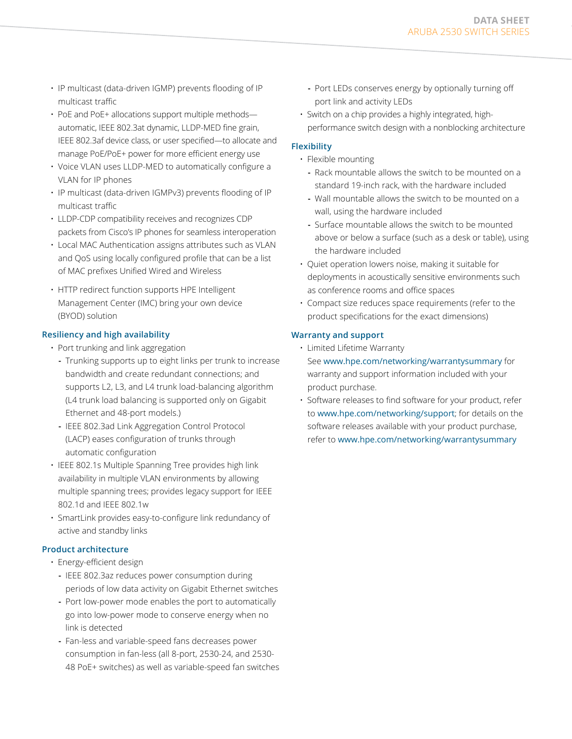- IP multicast (data-driven IGMP) prevents flooding of IP multicast traffic
- PoE and PoE+ allocations support multiple methods—automatic, IEEE 802.3at dynamic, LLDP-MED fine grain, IEEE 802.3af device class, or user specified—to allocate and manage PoE/PoE+ power for more efficient energy use
- Voice VLAN uses LLDP-MED to automatically configure a VLAN for IP phones
- IP multicast (data-driven IGMPv3) prevents flooding of IP multicast traffic
- LLDP-CDP compatibility receives and recognizes CDP packets from Cisco's IP phones for seamless interoperation
- Local MAC Authentication assigns attributes such as VLAN and QoS using locally configured profile that can be a list of MAC prefixes Unified Wired and Wireless
- HTTP redirect function supports HPE Intelligent Management Center (IMC) bring your own device (BYOD) solution

### Resiliency and high availability

- Port trunking and link aggregation
  - Trunking supports up to eight links per trunk to increase bandwidth and create redundant connections; and supports L2, L3, and L4 trunk load-balancing algorithm (L4 trunk load balancing is supported only on Gigabit Ethernet and 48-port models.)
  - IEEE 802.3ad Link Aggregation Control Protocol (LACP) eases configuration of trunks through automatic configuration
- IEEE 802.1s Multiple Spanning Tree provides high link availability in multiple VLAN environments by allowing multiple spanning trees; provides legacy support for IEEE 802.1d and IEEE 802.1w
- SmartLink provides easy-to-configure link redundancy of active and standby links

### Product architecture

- Energy-efficient design
  - IEEE 802.3az reduces power consumption during periods of low data activity on Gigabit Ethernet switches
  - Port low-power mode enables the port to automatically go into low-power mode to conserve energy when no link is detected
  - Fan-less and variable-speed fans decreases power consumption in fan-less (all 8-port, 2530-24, and 2530-48 PoE+ switches) as well as variable-speed fan switches
  - Port LEDs conserves energy by optionally turning off port link and activity LEDs
- Switch on a chip provides a highly integrated, high-performance switch design with a nonblocking architecture

### Flexibility

- Flexible mounting
  - Rack mountable allows the switch to be mounted on a standard 19-inch rack, with the hardware included
  - Wall mountable allows the switch to be mounted on a wall, using the hardware included
  - Surface mountable allows the switch to be mounted above or below a surface (such as a desk or table), using the hardware included
- Quiet operation lowers noise, making it suitable for deployments in acoustically sensitive environments such as conference rooms and office spaces
- Compact size reduces space requirements (refer to the product specifications for the exact dimensions)

### Warranty and support

- Limited Lifetime Warranty
  See www.hpe.com/networking/warrantysummary for warranty and support information included with your product purchase.
- Software releases to find software for your product, refer to www.hpe.com/networking/support; for details on the software releases available with your product purchase, refer to www.hpe.com/networking/warrantysummary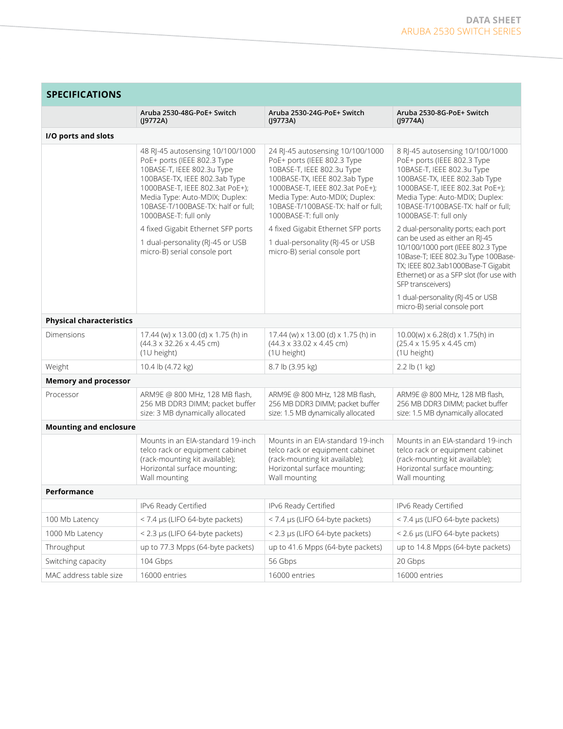## SPECIFICATIONS

| | Aruba 2530-48G-PoE+ Switch (J9772A) | Aruba 2530-24G-PoE+ Switch (J9773A) | Aruba 2530-8G-PoE+ Switch (J9774A) |
|---|---|---|---|
| **I/O ports and slots** | | | |
| | 48 RJ-45 autosensing 10/100/1000 PoE+ ports (IEEE 802.3 Type 10BASE-T, IEEE 802.3u Type 100BASE-TX, IEEE 802.3ab Type 1000BASE-T, IEEE 802.3at PoE+); Media Type: Auto-MDIX; Duplex: 10BASE-T/100BASE-TX: half or full; 1000BASE-T: full only<br><br>4 fixed Gigabit Ethernet SFP ports<br><br>1 dual-personality (RJ-45 or USB micro-B) serial console port | 24 RJ-45 autosensing 10/100/1000 PoE+ ports (IEEE 802.3 Type 10BASE-T, IEEE 802.3u Type 100BASE-TX, IEEE 802.3ab Type 1000BASE-T, IEEE 802.3at PoE+); Media Type: Auto-MDIX; Duplex: 10BASE-T/100BASE-TX: half or full; 1000BASE-T: full only<br><br>4 fixed Gigabit Ethernet SFP ports<br><br>1 dual-personality (RJ-45 or USB micro-B) serial console port | 8 RJ-45 autosensing 10/100/1000 PoE+ ports (IEEE 802.3 Type 10BASE-T, IEEE 802.3u Type 100BASE-TX, IEEE 802.3ab Type 1000BASE-T, IEEE 802.3at PoE+); Media Type: Auto-MDIX; Duplex: 10BASE-T/100BASE-TX: half or full; 1000BASE-T: full only<br><br>2 dual-personality ports; each port can be used as either an RJ-45 10/100/1000 port (IEEE 802.3 Type 10Base-T; IEEE 802.3u Type 100Base-TX; IEEE 802.3ab1000Base-T Gigabit Ethernet) or as a SFP slot (for use with SFP transceivers)<br><br>1 dual-personality (RJ-45 or USB micro-B) serial console port |
| **Physical characteristics** | | | |
| Dimensions | 17.44 (w) x 13.00 (d) x 1.75 (h) in (44.3 x 32.26 x 4.45 cm) (1U height) | 17.44 (w) x 13.00 (d) x 1.75 (h) in (44.3 x 33.02 x 4.45 cm) (1U height) | 10.00(w) x 6.28(d) x 1.75(h) in (25.4 x 15.95 x 4.45 cm) (1U height) |
| Weight | 10.4 lb (4.72 kg) | 8.7 lb (3.95 kg) | 2.2 lb (1 kg) |
| **Memory and processor** | | | |
| Processor | ARM9E @ 800 MHz, 128 MB flash, 256 MB DDR3 DIMM; packet buffer size: 3 MB dynamically allocated | ARM9E @ 800 MHz, 128 MB flash, 256 MB DDR3 DIMM; packet buffer size: 1.5 MB dynamically allocated | ARM9E @ 800 MHz, 128 MB flash, 256 MB DDR3 DIMM; packet buffer size: 1.5 MB dynamically allocated |
| **Mounting and enclosure** | | | |
| | Mounts in an EIA-standard 19-inch telco rack or equipment cabinet (rack-mounting kit available); Horizontal surface mounting; Wall mounting | Mounts in an EIA-standard 19-inch telco rack or equipment cabinet (rack-mounting kit available); Horizontal surface mounting; Wall mounting | Mounts in an EIA-standard 19-inch telco rack or equipment cabinet (rack-mounting kit available); Horizontal surface mounting; Wall mounting |
| **Performance** | | | |
| | IPv6 Ready Certified | IPv6 Ready Certified | IPv6 Ready Certified |
| 100 Mb Latency | < 7.4 µs (LIFO 64-byte packets) | < 7.4 µs (LIFO 64-byte packets) | < 7.4 µs (LIFO 64-byte packets) |
| 1000 Mb Latency | < 2.3 µs (LIFO 64-byte packets) | < 2.3 µs (LIFO 64-byte packets) | < 2.6 µs (LIFO 64-byte packets) |
| Throughput | up to 77.3 Mpps (64-byte packets) | up to 41.6 Mpps (64-byte packets) | up to 14.8 Mpps (64-byte packets) |
| Switching capacity | 104 Gbps | 56 Gbps | 20 Gbps |
| MAC address table size | 16000 entries | 16000 entries | 16000 entries |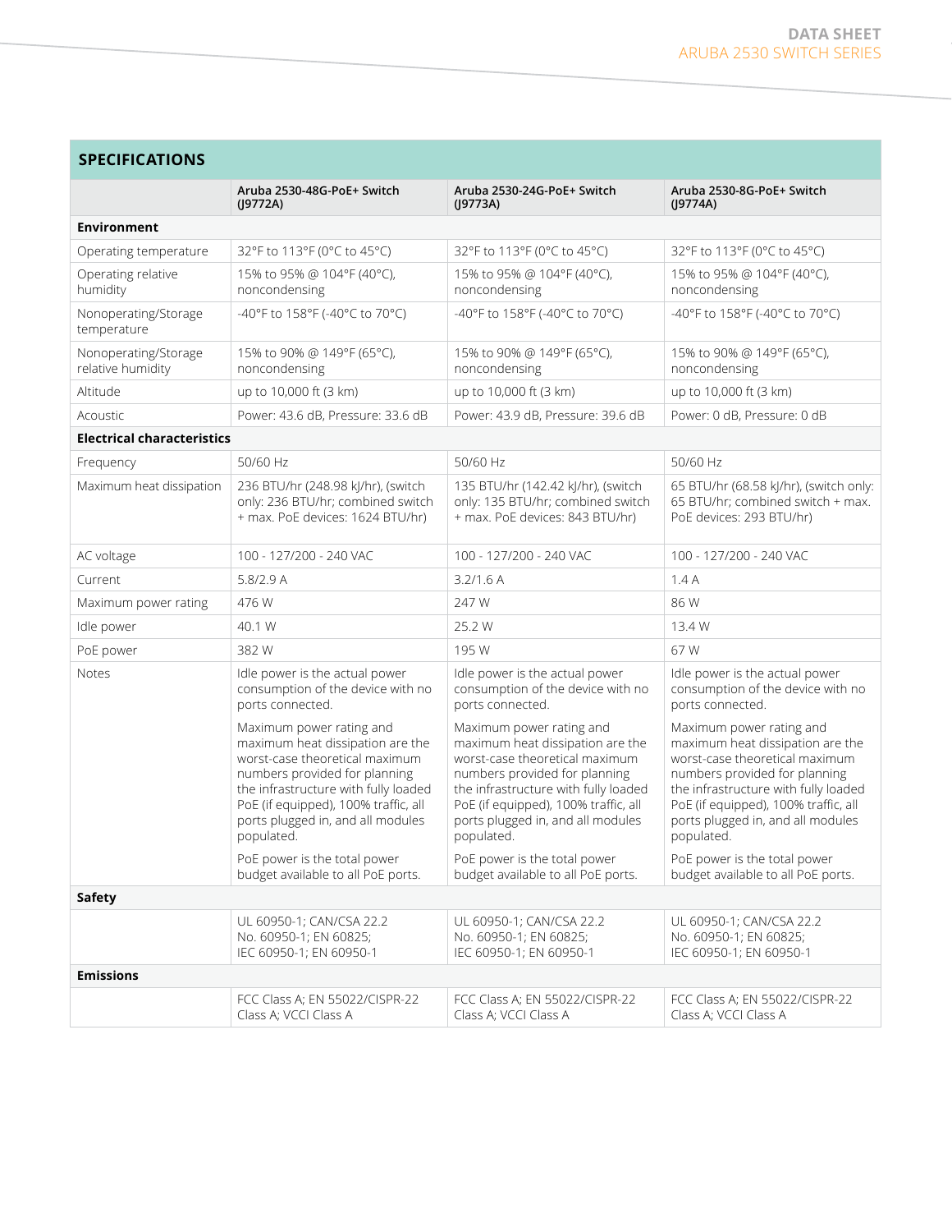## SPECIFICATIONS

| | Aruba 2530-48G-PoE+ Switch (J9772A) | Aruba 2530-24G-PoE+ Switch (J9773A) | Aruba 2530-8G-PoE+ Switch (J9774A) |
|---|---|---|---|
| **Environment** | | | |
| Operating temperature | 32°F to 113°F (0°C to 45°C) | 32°F to 113°F (0°C to 45°C) | 32°F to 113°F (0°C to 45°C) |
| Operating relative humidity | 15% to 95% @ 104°F (40°C), noncondensing | 15% to 95% @ 104°F (40°C), noncondensing | 15% to 95% @ 104°F (40°C), noncondensing |
| Nonoperating/Storage temperature | -40°F to 158°F (-40°C to 70°C) | -40°F to 158°F (-40°C to 70°C) | -40°F to 158°F (-40°C to 70°C) |
| Nonoperating/Storage relative humidity | 15% to 90% @ 149°F (65°C), noncondensing | 15% to 90% @ 149°F (65°C), noncondensing | 15% to 90% @ 149°F (65°C), noncondensing |
| Altitude | up to 10,000 ft (3 km) | up to 10,000 ft (3 km) | up to 10,000 ft (3 km) |
| Acoustic | Power: 43.6 dB, Pressure: 33.6 dB | Power: 43.9 dB, Pressure: 39.6 dB | Power: 0 dB, Pressure: 0 dB |
| **Electrical characteristics** | | | |
| Frequency | 50/60 Hz | 50/60 Hz | 50/60 Hz |
| Maximum heat dissipation | 236 BTU/hr (248.98 kJ/hr), (switch only: 236 BTU/hr; combined switch + max. PoE devices: 1624 BTU/hr) | 135 BTU/hr (142.42 kJ/hr), (switch only: 135 BTU/hr; combined switch + max. PoE devices: 843 BTU/hr) | 65 BTU/hr (68.58 kJ/hr), (switch only: 65 BTU/hr; combined switch + max. PoE devices: 293 BTU/hr) |
| AC voltage | 100 - 127/200 - 240 VAC | 100 - 127/200 - 240 VAC | 100 - 127/200 - 240 VAC |
| Current | 5.8/2.9 A | 3.2/1.6 A | 1.4 A |
| Maximum power rating | 476 W | 247 W | 86 W |
| Idle power | 40.1 W | 25.2 W | 13.4 W |
| PoE power | 382 W | 195 W | 67 W |
| Notes | Idle power is the actual power consumption of the device with no ports connected.<br><br>Maximum power rating and maximum heat dissipation are the worst-case theoretical maximum numbers provided for planning the infrastructure with fully loaded PoE (if equipped), 100% traffic, all ports plugged in, and all modules populated.<br><br>PoE power is the total power budget available to all PoE ports. | Idle power is the actual power consumption of the device with no ports connected.<br><br>Maximum power rating and maximum heat dissipation are the worst-case theoretical maximum numbers provided for planning the infrastructure with fully loaded PoE (if equipped), 100% traffic, all ports plugged in, and all modules populated.<br><br>PoE power is the total power budget available to all PoE ports. | Idle power is the actual power consumption of the device with no ports connected.<br><br>Maximum power rating and maximum heat dissipation are the worst-case theoretical maximum numbers provided for planning the infrastructure with fully loaded PoE (if equipped), 100% traffic, all ports plugged in, and all modules populated.<br><br>PoE power is the total power budget available to all PoE ports. |
| **Safety** | | | |
| | UL 60950-1; CAN/CSA 22.2 No. 60950-1; EN 60825; IEC 60950-1; EN 60950-1 | UL 60950-1; CAN/CSA 22.2 No. 60950-1; EN 60825; IEC 60950-1; EN 60950-1 | UL 60950-1; CAN/CSA 22.2 No. 60950-1; EN 60825; IEC 60950-1; EN 60950-1 |
| **Emissions** | | | |
| | FCC Class A; EN 55022/CISPR-22 Class A; VCCI Class A | FCC Class A; EN 55022/CISPR-22 Class A; VCCI Class A | FCC Class A; EN 55022/CISPR-22 Class A; VCCI Class A |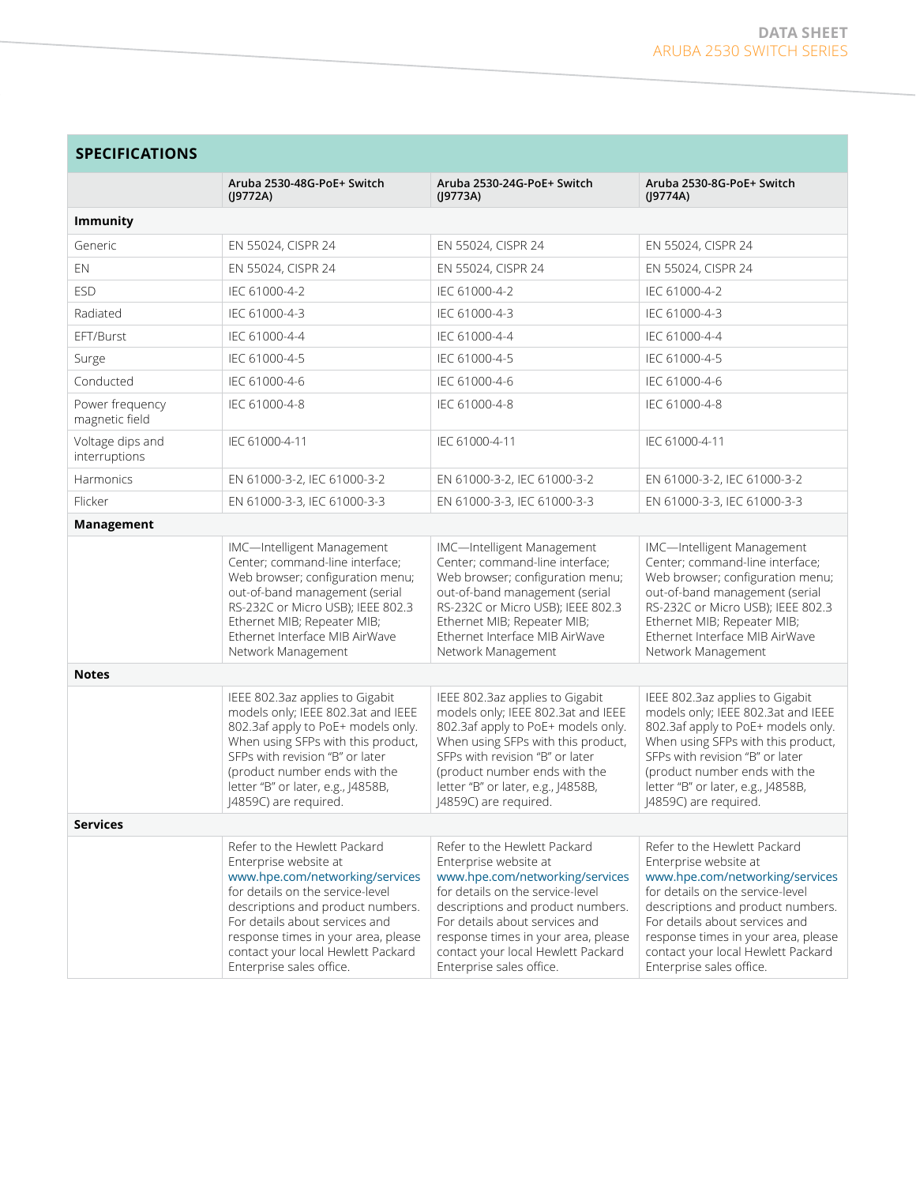## SPECIFICATIONS

| | Aruba 2530-48G-PoE+ Switch (J9772A) | Aruba 2530-24G-PoE+ Switch (J9773A) | Aruba 2530-8G-PoE+ Switch (J9774A) |
|---|---|---|---|
| **Immunity** | | | |
| Generic | EN 55024, CISPR 24 | EN 55024, CISPR 24 | EN 55024, CISPR 24 |
| EN | EN 55024, CISPR 24 | EN 55024, CISPR 24 | EN 55024, CISPR 24 |
| ESD | IEC 61000-4-2 | IEC 61000-4-2 | IEC 61000-4-2 |
| Radiated | IEC 61000-4-3 | IEC 61000-4-3 | IEC 61000-4-3 |
| EFT/Burst | IEC 61000-4-4 | IEC 61000-4-4 | IEC 61000-4-4 |
| Surge | IEC 61000-4-5 | IEC 61000-4-5 | IEC 61000-4-5 |
| Conducted | IEC 61000-4-6 | IEC 61000-4-6 | IEC 61000-4-6 |
| Power frequency magnetic field | IEC 61000-4-8 | IEC 61000-4-8 | IEC 61000-4-8 |
| Voltage dips and interruptions | IEC 61000-4-11 | IEC 61000-4-11 | IEC 61000-4-11 |
| Harmonics | EN 61000-3-2, IEC 61000-3-2 | EN 61000-3-2, IEC 61000-3-2 | EN 61000-3-2, IEC 61000-3-2 |
| Flicker | EN 61000-3-3, IEC 61000-3-3 | EN 61000-3-3, IEC 61000-3-3 | EN 61000-3-3, IEC 61000-3-3 |
| **Management** | | | |
| | IMC—Intelligent Management Center; command-line interface; Web browser; configuration menu; out-of-band management (serial RS-232C or Micro USB); IEEE 802.3 Ethernet MIB; Repeater MIB; Ethernet Interface MIB AirWave Network Management | IMC—Intelligent Management Center; command-line interface; Web browser; configuration menu; out-of-band management (serial RS-232C or Micro USB); IEEE 802.3 Ethernet MIB; Repeater MIB; Ethernet Interface MIB AirWave Network Management | IMC—Intelligent Management Center; command-line interface; Web browser; configuration menu; out-of-band management (serial RS-232C or Micro USB); IEEE 802.3 Ethernet MIB; Repeater MIB; Ethernet Interface MIB AirWave Network Management |
| **Notes** | | | |
| | IEEE 802.3az applies to Gigabit models only; IEEE 802.3at and IEEE 802.3af apply to PoE+ models only. When using SFPs with this product, SFPs with revision "B" or later (product number ends with the letter "B" or later, e.g., J4858B, J4859C) are required. | IEEE 802.3az applies to Gigabit models only; IEEE 802.3at and IEEE 802.3af apply to PoE+ models only. When using SFPs with this product, SFPs with revision "B" or later (product number ends with the letter "B" or later, e.g., J4858B, J4859C) are required. | IEEE 802.3az applies to Gigabit models only; IEEE 802.3at and IEEE 802.3af apply to PoE+ models only. When using SFPs with this product, SFPs with revision "B" or later (product number ends with the letter "B" or later, e.g., J4858B, J4859C) are required. |
| **Services** | | | |
| | Refer to the Hewlett Packard Enterprise website at www.hpe.com/networking/services for details on the service-level descriptions and product numbers. For details about services and response times in your area, please contact your local Hewlett Packard Enterprise sales office. | Refer to the Hewlett Packard Enterprise website at www.hpe.com/networking/services for details on the service-level descriptions and product numbers. For details about services and response times in your area, please contact your local Hewlett Packard Enterprise sales office. | Refer to the Hewlett Packard Enterprise website at www.hpe.com/networking/services for details on the service-level descriptions and product numbers. For details about services and response times in your area, please contact your local Hewlett Packard Enterprise sales office. |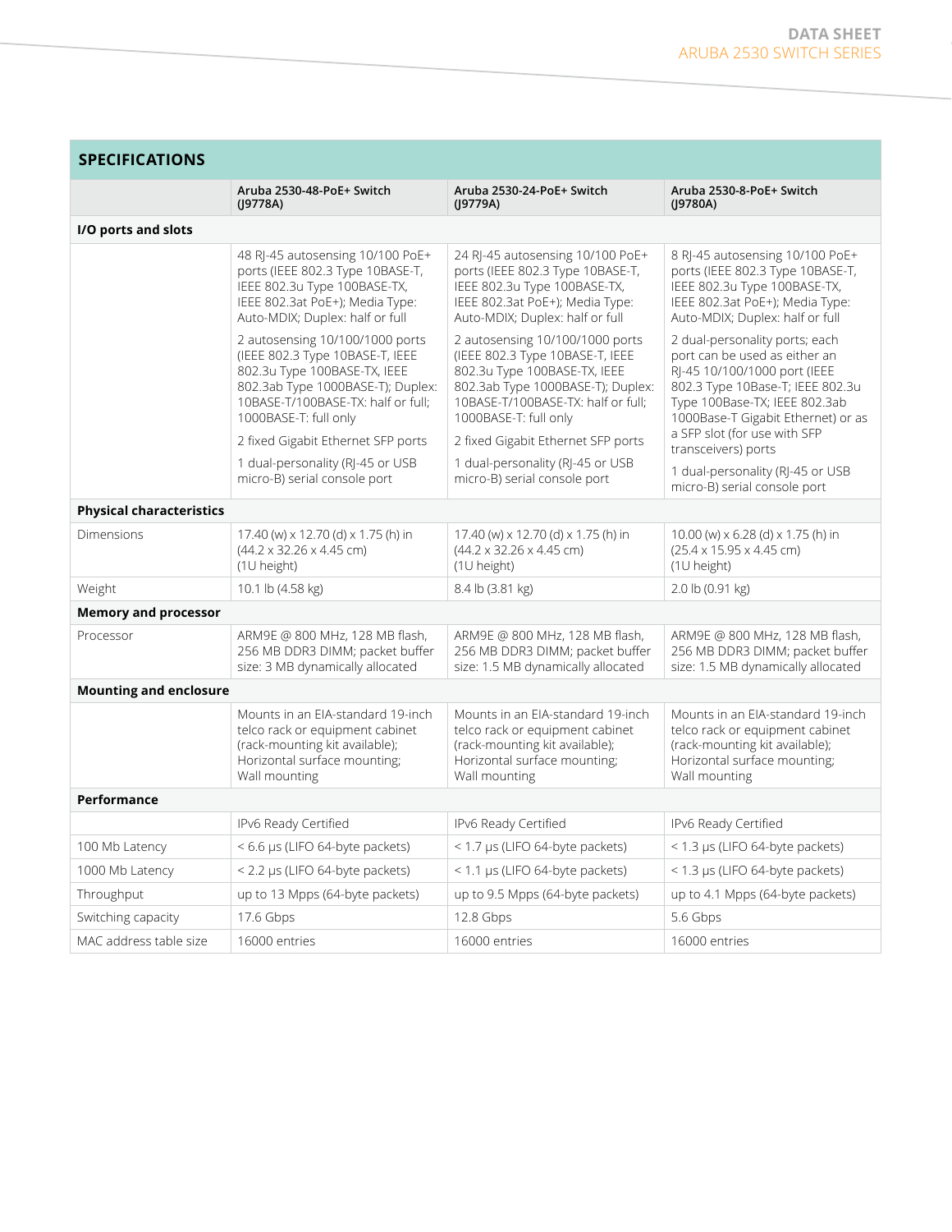## SPECIFICATIONS

| | Aruba 2530-48-PoE+ Switch (J9778A) | Aruba 2530-24-PoE+ Switch (J9779A) | Aruba 2530-8-PoE+ Switch (J9780A) |
|---|---|---|---|
| **I/O ports and slots** | | | |
| | 48 RJ-45 autosensing 10/100 PoE+ ports (IEEE 802.3 Type 10BASE-T, IEEE 802.3u Type 100BASE-TX, IEEE 802.3at PoE+); Media Type: Auto-MDIX; Duplex: half or full<br>2 autosensing 10/100/1000 ports (IEEE 802.3 Type 10BASE-T, IEEE 802.3u Type 100BASE-TX, IEEE 802.3ab Type 1000BASE-T); Duplex: 10BASE-T/100BASE-TX: half or full; 1000BASE-T: full only<br>2 fixed Gigabit Ethernet SFP ports<br>1 dual-personality (RJ-45 or USB micro-B) serial console port | 24 RJ-45 autosensing 10/100 PoE+ ports (IEEE 802.3 Type 10BASE-T, IEEE 802.3u Type 100BASE-TX, IEEE 802.3at PoE+); Media Type: Auto-MDIX; Duplex: half or full<br>2 autosensing 10/100/1000 ports (IEEE 802.3 Type 10BASE-T, IEEE 802.3u Type 100BASE-TX, IEEE 802.3ab Type 1000BASE-T); Duplex: 10BASE-T/100BASE-TX: half or full; 1000BASE-T: full only<br>2 fixed Gigabit Ethernet SFP ports<br>1 dual-personality (RJ-45 or USB micro-B) serial console port | 8 RJ-45 autosensing 10/100 PoE+ ports (IEEE 802.3 Type 10BASE-T, IEEE 802.3u Type 100BASE-TX, IEEE 802.3at PoE+); Media Type: Auto-MDIX; Duplex: half or full<br>2 dual-personality ports; each port can be used as either an RJ-45 10/100/1000 port (IEEE 802.3 Type 10Base-T; IEEE 802.3u Type 100Base-TX; IEEE 802.3ab 1000Base-T Gigabit Ethernet) or as a SFP slot (for use with SFP transceivers) ports<br>1 dual-personality (RJ-45 or USB micro-B) serial console port |
| **Physical characteristics** | | | |
| Dimensions | 17.40 (w) x 12.70 (d) x 1.75 (h) in (44.2 x 32.26 x 4.45 cm) (1U height) | 17.40 (w) x 12.70 (d) x 1.75 (h) in (44.2 x 32.26 x 4.45 cm) (1U height) | 10.00 (w) x 6.28 (d) x 1.75 (h) in (25.4 x 15.95 x 4.45 cm) (1U height) |
| Weight | 10.1 lb (4.58 kg) | 8.4 lb (3.81 kg) | 2.0 lb (0.91 kg) |
| **Memory and processor** | | | |
| Processor | ARM9E @ 800 MHz, 128 MB flash, 256 MB DDR3 DIMM; packet buffer size: 3 MB dynamically allocated | ARM9E @ 800 MHz, 128 MB flash, 256 MB DDR3 DIMM; packet buffer size: 1.5 MB dynamically allocated | ARM9E @ 800 MHz, 128 MB flash, 256 MB DDR3 DIMM; packet buffer size: 1.5 MB dynamically allocated |
| **Mounting and enclosure** | | | |
| | Mounts in an EIA-standard 19-inch telco rack or equipment cabinet (rack-mounting kit available); Horizontal surface mounting; Wall mounting | Mounts in an EIA-standard 19-inch telco rack or equipment cabinet (rack-mounting kit available); Horizontal surface mounting; Wall mounting | Mounts in an EIA-standard 19-inch telco rack or equipment cabinet (rack-mounting kit available); Horizontal surface mounting; Wall mounting |
| **Performance** | | | |
| | IPv6 Ready Certified | IPv6 Ready Certified | IPv6 Ready Certified |
| 100 Mb Latency | < 6.6 µs (LIFO 64-byte packets) | < 1.7 µs (LIFO 64-byte packets) | < 1.3 µs (LIFO 64-byte packets) |
| 1000 Mb Latency | < 2.2 µs (LIFO 64-byte packets) | < 1.1 µs (LIFO 64-byte packets) | < 1.3 µs (LIFO 64-byte packets) |
| Throughput | up to 13 Mpps (64-byte packets) | up to 9.5 Mpps (64-byte packets) | up to 4.1 Mpps (64-byte packets) |
| Switching capacity | 17.6 Gbps | 12.8 Gbps | 5.6 Gbps |
| MAC address table size | 16000 entries | 16000 entries | 16000 entries |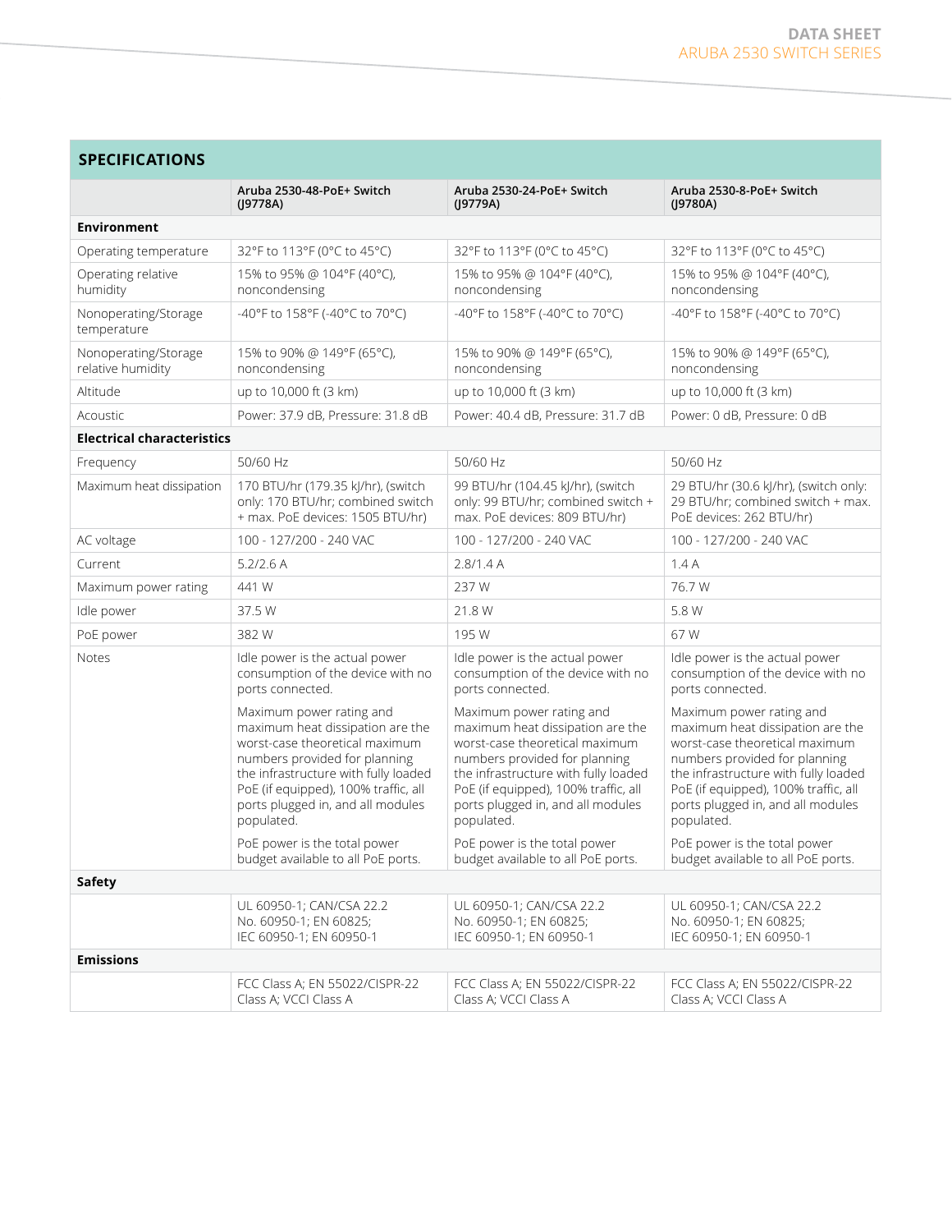## SPECIFICATIONS

| | Aruba 2530-48-PoE+ Switch (J9778A) | Aruba 2530-24-PoE+ Switch (J9779A) | Aruba 2530-8-PoE+ Switch (J9780A) |
|---|---|---|---|
| **Environment** | | | |
| Operating temperature | 32°F to 113°F (0°C to 45°C) | 32°F to 113°F (0°C to 45°C) | 32°F to 113°F (0°C to 45°C) |
| Operating relative humidity | 15% to 95% @ 104°F (40°C), noncondensing | 15% to 95% @ 104°F (40°C), noncondensing | 15% to 95% @ 104°F (40°C), noncondensing |
| Nonoperating/Storage temperature | -40°F to 158°F (-40°C to 70°C) | -40°F to 158°F (-40°C to 70°C) | -40°F to 158°F (-40°C to 70°C) |
| Nonoperating/Storage relative humidity | 15% to 90% @ 149°F (65°C), noncondensing | 15% to 90% @ 149°F (65°C), noncondensing | 15% to 90% @ 149°F (65°C), noncondensing |
| Altitude | up to 10,000 ft (3 km) | up to 10,000 ft (3 km) | up to 10,000 ft (3 km) |
| Acoustic | Power: 37.9 dB, Pressure: 31.8 dB | Power: 40.4 dB, Pressure: 31.7 dB | Power: 0 dB, Pressure: 0 dB |
| **Electrical characteristics** | | | |
| Frequency | 50/60 Hz | 50/60 Hz | 50/60 Hz |
| Maximum heat dissipation | 170 BTU/hr (179.35 kJ/hr), (switch only: 170 BTU/hr; combined switch + max. PoE devices: 1505 BTU/hr) | 99 BTU/hr (104.45 kJ/hr), (switch only: 99 BTU/hr; combined switch + max. PoE devices: 809 BTU/hr) | 29 BTU/hr (30.6 kJ/hr), (switch only: 29 BTU/hr; combined switch + max. PoE devices: 262 BTU/hr) |
| AC voltage | 100 - 127/200 - 240 VAC | 100 - 127/200 - 240 VAC | 100 - 127/200 - 240 VAC |
| Current | 5.2/2.6 A | 2.8/1.4 A | 1.4 A |
| Maximum power rating | 441 W | 237 W | 76.7 W |
| Idle power | 37.5 W | 21.8 W | 5.8 W |
| PoE power | 382 W | 195 W | 67 W |
| Notes | Idle power is the actual power consumption of the device with no ports connected.<br><br>Maximum power rating and maximum heat dissipation are the worst-case theoretical maximum numbers provided for planning the infrastructure with fully loaded PoE (if equipped), 100% traffic, all ports plugged in, and all modules populated.<br><br>PoE power is the total power budget available to all PoE ports. | Idle power is the actual power consumption of the device with no ports connected.<br><br>Maximum power rating and maximum heat dissipation are the worst-case theoretical maximum numbers provided for planning the infrastructure with fully loaded PoE (if equipped), 100% traffic, all ports plugged in, and all modules populated.<br><br>PoE power is the total power budget available to all PoE ports. | Idle power is the actual power consumption of the device with no ports connected.<br><br>Maximum power rating and maximum heat dissipation are the worst-case theoretical maximum numbers provided for planning the infrastructure with fully loaded PoE (if equipped), 100% traffic, all ports plugged in, and all modules populated.<br><br>PoE power is the total power budget available to all PoE ports. |
| **Safety** | | | |
| | UL 60950-1; CAN/CSA 22.2 No. 60950-1; EN 60825; IEC 60950-1; EN 60950-1 | UL 60950-1; CAN/CSA 22.2 No. 60950-1; EN 60825; IEC 60950-1; EN 60950-1 | UL 60950-1; CAN/CSA 22.2 No. 60950-1; EN 60825; IEC 60950-1; EN 60950-1 |
| **Emissions** | | | |
| | FCC Class A; EN 55022/CISPR-22 Class A; VCCI Class A | FCC Class A; EN 55022/CISPR-22 Class A; VCCI Class A | FCC Class A; EN 55022/CISPR-22 Class A; VCCI Class A |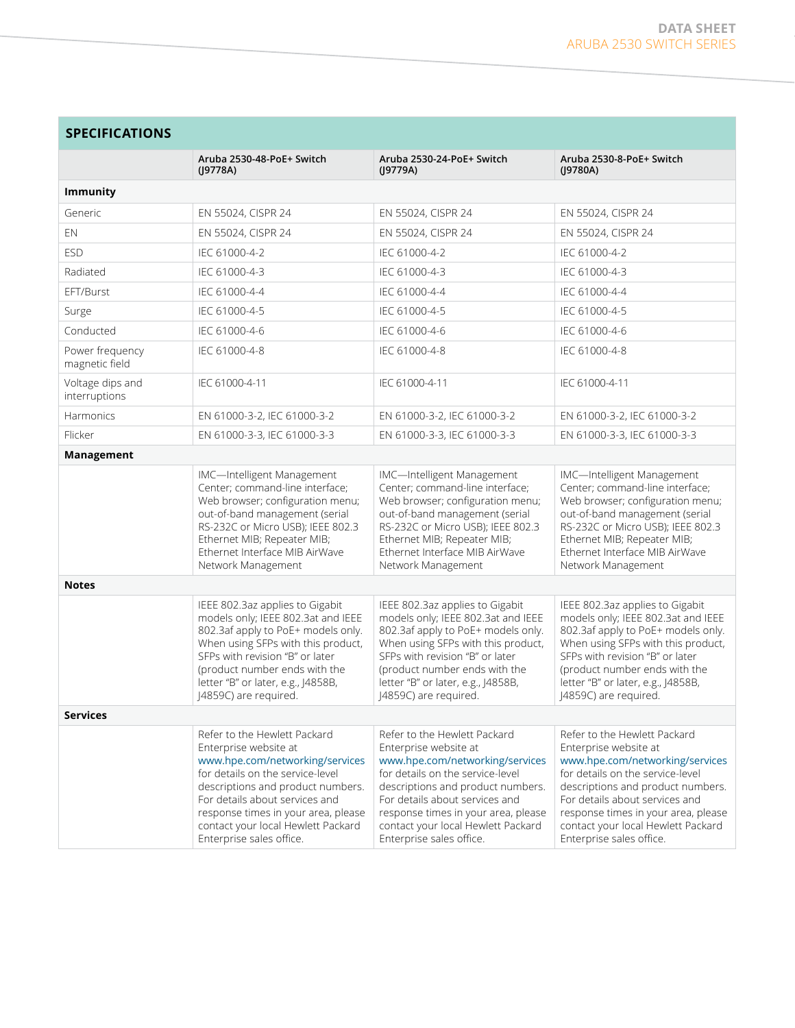## SPECIFICATIONS

| | Aruba 2530-48-PoE+ Switch (J9778A) | Aruba 2530-24-PoE+ Switch (J9779A) | Aruba 2530-8-PoE+ Switch (J9780A) |
|---|---|---|---|
| **Immunity** | | | |
| Generic | EN 55024, CISPR 24 | EN 55024, CISPR 24 | EN 55024, CISPR 24 |
| EN | EN 55024, CISPR 24 | EN 55024, CISPR 24 | EN 55024, CISPR 24 |
| ESD | IEC 61000-4-2 | IEC 61000-4-2 | IEC 61000-4-2 |
| Radiated | IEC 61000-4-3 | IEC 61000-4-3 | IEC 61000-4-3 |
| EFT/Burst | IEC 61000-4-4 | IEC 61000-4-4 | IEC 61000-4-4 |
| Surge | IEC 61000-4-5 | IEC 61000-4-5 | IEC 61000-4-5 |
| Conducted | IEC 61000-4-6 | IEC 61000-4-6 | IEC 61000-4-6 |
| Power frequency magnetic field | IEC 61000-4-8 | IEC 61000-4-8 | IEC 61000-4-8 |
| Voltage dips and interruptions | IEC 61000-4-11 | IEC 61000-4-11 | IEC 61000-4-11 |
| Harmonics | EN 61000-3-2, IEC 61000-3-2 | EN 61000-3-2, IEC 61000-3-2 | EN 61000-3-2, IEC 61000-3-2 |
| Flicker | EN 61000-3-3, IEC 61000-3-3 | EN 61000-3-3, IEC 61000-3-3 | EN 61000-3-3, IEC 61000-3-3 |
| **Management** | | | |
| | IMC—Intelligent Management Center; command-line interface; Web browser; configuration menu; out-of-band management (serial RS-232C or Micro USB); IEEE 802.3 Ethernet MIB; Repeater MIB; Ethernet Interface MIB AirWave Network Management | IMC—Intelligent Management Center; command-line interface; Web browser; configuration menu; out-of-band management (serial RS-232C or Micro USB); IEEE 802.3 Ethernet MIB; Repeater MIB; Ethernet Interface MIB AirWave Network Management | IMC—Intelligent Management Center; command-line interface; Web browser; configuration menu; out-of-band management (serial RS-232C or Micro USB); IEEE 802.3 Ethernet MIB; Repeater MIB; Ethernet Interface MIB AirWave Network Management |
| **Notes** | | | |
| | IEEE 802.3az applies to Gigabit models only; IEEE 802.3at and IEEE 802.3af apply to PoE+ models only. When using SFPs with this product, SFPs with revision "B" or later (product number ends with the letter "B" or later, e.g., J4858B, J4859C) are required. | IEEE 802.3az applies to Gigabit models only; IEEE 802.3at and IEEE 802.3af apply to PoE+ models only. When using SFPs with this product, SFPs with revision "B" or later (product number ends with the letter "B" or later, e.g., J4858B, J4859C) are required. | IEEE 802.3az applies to Gigabit models only; IEEE 802.3at and IEEE 802.3af apply to PoE+ models only. When using SFPs with this product, SFPs with revision "B" or later (product number ends with the letter "B" or later, e.g., J4858B, J4859C) are required. |
| **Services** | | | |
| | Refer to the Hewlett Packard Enterprise website at www.hpe.com/networking/services for details on the service-level descriptions and product numbers. For details about services and response times in your area, please contact your local Hewlett Packard Enterprise sales office. | Refer to the Hewlett Packard Enterprise website at www.hpe.com/networking/services for details on the service-level descriptions and product numbers. For details about services and response times in your area, please contact your local Hewlett Packard Enterprise sales office. | Refer to the Hewlett Packard Enterprise website at www.hpe.com/networking/services for details on the service-level descriptions and product numbers. For details about services and response times in your area, please contact your local Hewlett Packard Enterprise sales office. |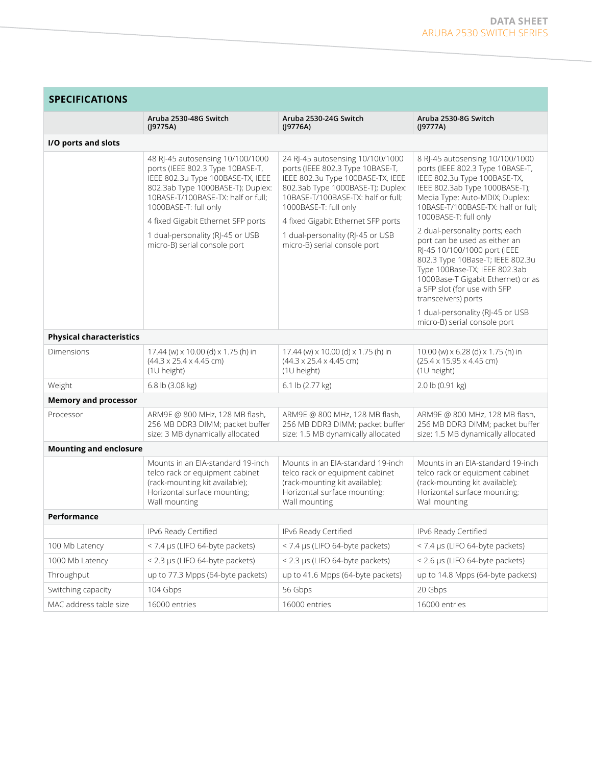## SPECIFICATIONS

| | Aruba 2530-48G Switch (J9775A) | Aruba 2530-24G Switch (J9776A) | Aruba 2530-8G Switch (J9777A) |
|---|---|---|---|
| **I/O ports and slots** | | | |
| | 48 RJ-45 autosensing 10/100/1000 ports (IEEE 802.3 Type 10BASE-T, IEEE 802.3u Type 100BASE-TX, IEEE 802.3ab Type 1000BASE-T); Duplex: 10BASE-T/100BASE-TX: half or full; 1000BASE-T: full only<br>4 fixed Gigabit Ethernet SFP ports<br>1 dual-personality (RJ-45 or USB micro-B) serial console port | 24 RJ-45 autosensing 10/100/1000 ports (IEEE 802.3 Type 10BASE-T, IEEE 802.3u Type 100BASE-TX, IEEE 802.3ab Type 1000BASE-T); Duplex: 10BASE-T/100BASE-TX: half or full; 1000BASE-T: full only<br>4 fixed Gigabit Ethernet SFP ports<br>1 dual-personality (RJ-45 or USB micro-B) serial console port | 8 RJ-45 autosensing 10/100/1000 ports (IEEE 802.3 Type 10BASE-T, IEEE 802.3u Type 100BASE-TX, IEEE 802.3ab Type 1000BASE-T); Media Type: Auto-MDIX; Duplex: 10BASE-T/100BASE-TX: half or full; 1000BASE-T: full only<br>2 dual-personality ports; each port can be used as either an RJ-45 10/100/1000 port (IEEE 802.3 Type 10Base-T; IEEE 802.3u Type 100Base-TX; IEEE 802.3ab 1000Base-T Gigabit Ethernet) or as a SFP slot (for use with SFP transceivers) ports<br>1 dual-personality (RJ-45 or USB micro-B) serial console port |
| **Physical characteristics** | | | |
| Dimensions | 17.44 (w) x 10.00 (d) x 1.75 (h) in (44.3 x 25.4 x 4.45 cm) (1U height) | 17.44 (w) x 10.00 (d) x 1.75 (h) in (44.3 x 25.4 x 4.45 cm) (1U height) | 10.00 (w) x 6.28 (d) x 1.75 (h) in (25.4 x 15.95 x 4.45 cm) (1U height) |
| Weight | 6.8 lb (3.08 kg) | 6.1 lb (2.77 kg) | 2.0 lb (0.91 kg) |
| **Memory and processor** | | | |
| Processor | ARM9E @ 800 MHz, 128 MB flash, 256 MB DDR3 DIMM; packet buffer size: 3 MB dynamically allocated | ARM9E @ 800 MHz, 128 MB flash, 256 MB DDR3 DIMM; packet buffer size: 1.5 MB dynamically allocated | ARM9E @ 800 MHz, 128 MB flash, 256 MB DDR3 DIMM; packet buffer size: 1.5 MB dynamically allocated |
| **Mounting and enclosure** | | | |
| | Mounts in an EIA-standard 19-inch telco rack or equipment cabinet (rack-mounting kit available); Horizontal surface mounting; Wall mounting | Mounts in an EIA-standard 19-inch telco rack or equipment cabinet (rack-mounting kit available); Horizontal surface mounting; Wall mounting | Mounts in an EIA-standard 19-inch telco rack or equipment cabinet (rack-mounting kit available); Horizontal surface mounting; Wall mounting |
| **Performance** | | | |
| | IPv6 Ready Certified | IPv6 Ready Certified | IPv6 Ready Certified |
| 100 Mb Latency | < 7.4 µs (LIFO 64-byte packets) | < 7.4 µs (LIFO 64-byte packets) | < 7.4 µs (LIFO 64-byte packets) |
| 1000 Mb Latency | < 2.3 µs (LIFO 64-byte packets) | < 2.3 µs (LIFO 64-byte packets) | < 2.6 µs (LIFO 64-byte packets) |
| Throughput | up to 77.3 Mpps (64-byte packets) | up to 41.6 Mpps (64-byte packets) | up to 14.8 Mpps (64-byte packets) |
| Switching capacity | 104 Gbps | 56 Gbps | 20 Gbps |
| MAC address table size | 16000 entries | 16000 entries | 16000 entries |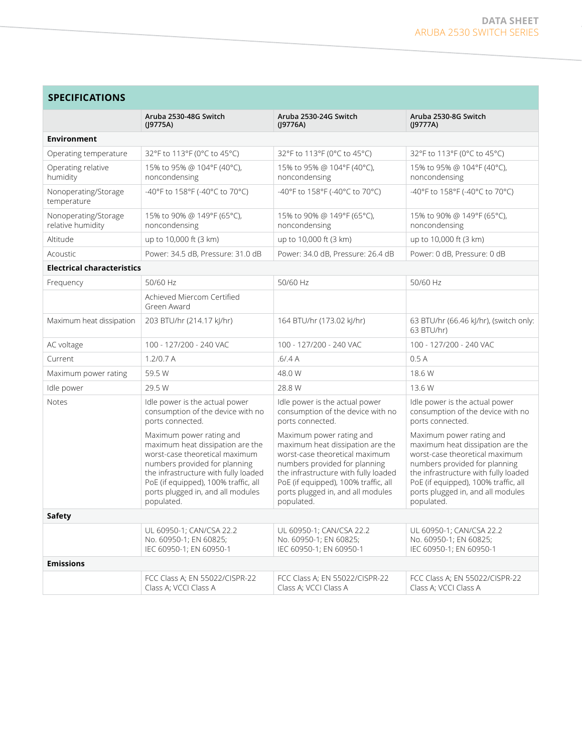## SPECIFICATIONS

| | Aruba 2530-48G Switch (J9775A) | Aruba 2530-24G Switch (J9776A) | Aruba 2530-8G Switch (J9777A) |
|---|---|---|---|
| **Environment** | | | |
| Operating temperature | 32°F to 113°F (0°C to 45°C) | 32°F to 113°F (0°C to 45°C) | 32°F to 113°F (0°C to 45°C) |
| Operating relative humidity | 15% to 95% @ 104°F (40°C), noncondensing | 15% to 95% @ 104°F (40°C), noncondensing | 15% to 95% @ 104°F (40°C), noncondensing |
| Nonoperating/Storage temperature | -40°F to 158°F (-40°C to 70°C) | -40°F to 158°F (-40°C to 70°C) | -40°F to 158°F (-40°C to 70°C) |
| Nonoperating/Storage relative humidity | 15% to 90% @ 149°F (65°C), noncondensing | 15% to 90% @ 149°F (65°C), noncondensing | 15% to 90% @ 149°F (65°C), noncondensing |
| Altitude | up to 10,000 ft (3 km) | up to 10,000 ft (3 km) | up to 10,000 ft (3 km) |
| Acoustic | Power: 34.5 dB, Pressure: 31.0 dB | Power: 34.0 dB, Pressure: 26.4 dB | Power: 0 dB, Pressure: 0 dB |
| **Electrical characteristics** | | | |
| Frequency | 50/60 Hz | 50/60 Hz | 50/60 Hz |
| | Achieved Miercom Certified Green Award | | |
| Maximum heat dissipation | 203 BTU/hr (214.17 kJ/hr) | 164 BTU/hr (173.02 kJ/hr) | 63 BTU/hr (66.46 kJ/hr), (switch only: 63 BTU/hr) |
| AC voltage | 100 - 127/200 - 240 VAC | 100 - 127/200 - 240 VAC | 100 - 127/200 - 240 VAC |
| Current | 1.2/0.7 A | .6/.4 A | 0.5 A |
| Maximum power rating | 59.5 W | 48.0 W | 18.6 W |
| Idle power | 29.5 W | 28.8 W | 13.6 W |
| Notes | Idle power is the actual power consumption of the device with no ports connected.<br><br>Maximum power rating and maximum heat dissipation are the worst-case theoretical maximum numbers provided for planning the infrastructure with fully loaded PoE (if equipped), 100% traffic, all ports plugged in, and all modules populated. | Idle power is the actual power consumption of the device with no ports connected.<br><br>Maximum power rating and maximum heat dissipation are the worst-case theoretical maximum numbers provided for planning the infrastructure with fully loaded PoE (if equipped), 100% traffic, all ports plugged in, and all modules populated. | Idle power is the actual power consumption of the device with no ports connected.<br><br>Maximum power rating and maximum heat dissipation are the worst-case theoretical maximum numbers provided for planning the infrastructure with fully loaded PoE (if equipped), 100% traffic, all ports plugged in, and all modules populated. |
| **Safety** | | | |
| | UL 60950-1; CAN/CSA 22.2 No. 60950-1; EN 60825; IEC 60950-1; EN 60950-1 | UL 60950-1; CAN/CSA 22.2 No. 60950-1; EN 60825; IEC 60950-1; EN 60950-1 | UL 60950-1; CAN/CSA 22.2 No. 60950-1; EN 60825; IEC 60950-1; EN 60950-1 |
| **Emissions** | | | |
| | FCC Class A; EN 55022/CISPR-22 Class A; VCCI Class A | FCC Class A; EN 55022/CISPR-22 Class A; VCCI Class A | FCC Class A; EN 55022/CISPR-22 Class A; VCCI Class A |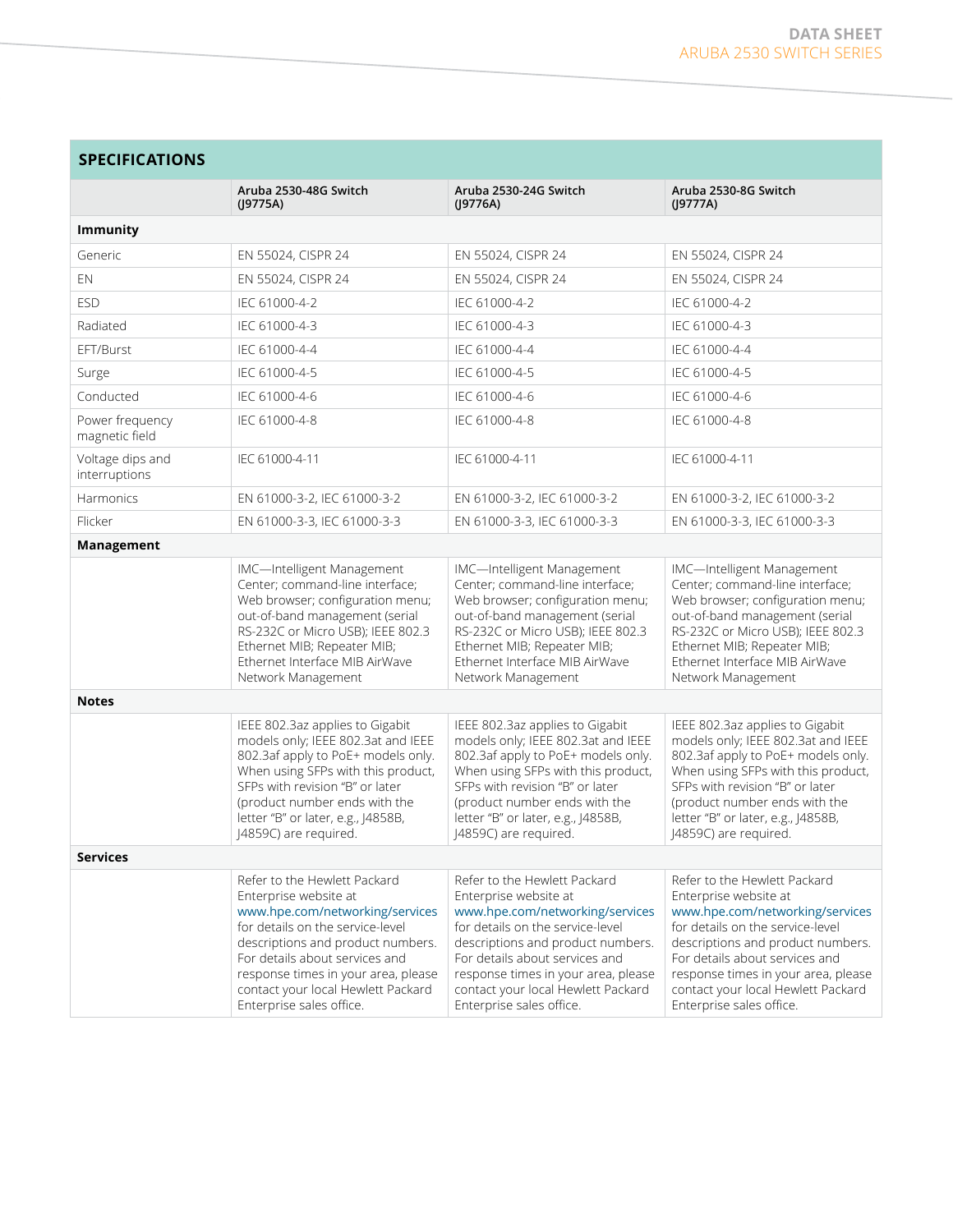## SPECIFICATIONS

| | Aruba 2530-48G Switch (J9775A) | Aruba 2530-24G Switch (J9776A) | Aruba 2530-8G Switch (J9777A) |
|---|---|---|---|
| **Immunity** | | | |
| Generic | EN 55024, CISPR 24 | EN 55024, CISPR 24 | EN 55024, CISPR 24 |
| EN | EN 55024, CISPR 24 | EN 55024, CISPR 24 | EN 55024, CISPR 24 |
| ESD | IEC 61000-4-2 | IEC 61000-4-2 | IEC 61000-4-2 |
| Radiated | IEC 61000-4-3 | IEC 61000-4-3 | IEC 61000-4-3 |
| EFT/Burst | IEC 61000-4-4 | IEC 61000-4-4 | IEC 61000-4-4 |
| Surge | IEC 61000-4-5 | IEC 61000-4-5 | IEC 61000-4-5 |
| Conducted | IEC 61000-4-6 | IEC 61000-4-6 | IEC 61000-4-6 |
| Power frequency magnetic field | IEC 61000-4-8 | IEC 61000-4-8 | IEC 61000-4-8 |
| Voltage dips and interruptions | IEC 61000-4-11 | IEC 61000-4-11 | IEC 61000-4-11 |
| Harmonics | EN 61000-3-2, IEC 61000-3-2 | EN 61000-3-2, IEC 61000-3-2 | EN 61000-3-2, IEC 61000-3-2 |
| Flicker | EN 61000-3-3, IEC 61000-3-3 | EN 61000-3-3, IEC 61000-3-3 | EN 61000-3-3, IEC 61000-3-3 |
| **Management** | | | |
| | IMC—Intelligent Management Center; command-line interface; Web browser; configuration menu; out-of-band management (serial RS-232C or Micro USB); IEEE 802.3 Ethernet MIB; Repeater MIB; Ethernet Interface MIB AirWave Network Management | IMC—Intelligent Management Center; command-line interface; Web browser; configuration menu; out-of-band management (serial RS-232C or Micro USB); IEEE 802.3 Ethernet MIB; Repeater MIB; Ethernet Interface MIB AirWave Network Management | IMC—Intelligent Management Center; command-line interface; Web browser; configuration menu; out-of-band management (serial RS-232C or Micro USB); IEEE 802.3 Ethernet MIB; Repeater MIB; Ethernet Interface MIB AirWave Network Management |
| **Notes** | | | |
| | IEEE 802.3az applies to Gigabit models only; IEEE 802.3at and IEEE 802.3af apply to PoE+ models only. When using SFPs with this product, SFPs with revision "B" or later (product number ends with the letter "B" or later, e.g., J4858B, J4859C) are required. | IEEE 802.3az applies to Gigabit models only; IEEE 802.3at and IEEE 802.3af apply to PoE+ models only. When using SFPs with this product, SFPs with revision "B" or later (product number ends with the letter "B" or later, e.g., J4858B, J4859C) are required. | IEEE 802.3az applies to Gigabit models only; IEEE 802.3at and IEEE 802.3af apply to PoE+ models only. When using SFPs with this product, SFPs with revision "B" or later (product number ends with the letter "B" or later, e.g., J4858B, J4859C) are required. |
| **Services** | | | |
| | Refer to the Hewlett Packard Enterprise website at www.hpe.com/networking/services for details on the service-level descriptions and product numbers. For details about services and response times in your area, please contact your local Hewlett Packard Enterprise sales office. | Refer to the Hewlett Packard Enterprise website at www.hpe.com/networking/services for details on the service-level descriptions and product numbers. For details about services and response times in your area, please contact your local Hewlett Packard Enterprise sales office. | Refer to the Hewlett Packard Enterprise website at www.hpe.com/networking/services for details on the service-level descriptions and product numbers. For details about services and response times in your area, please contact your local Hewlett Packard Enterprise sales office. |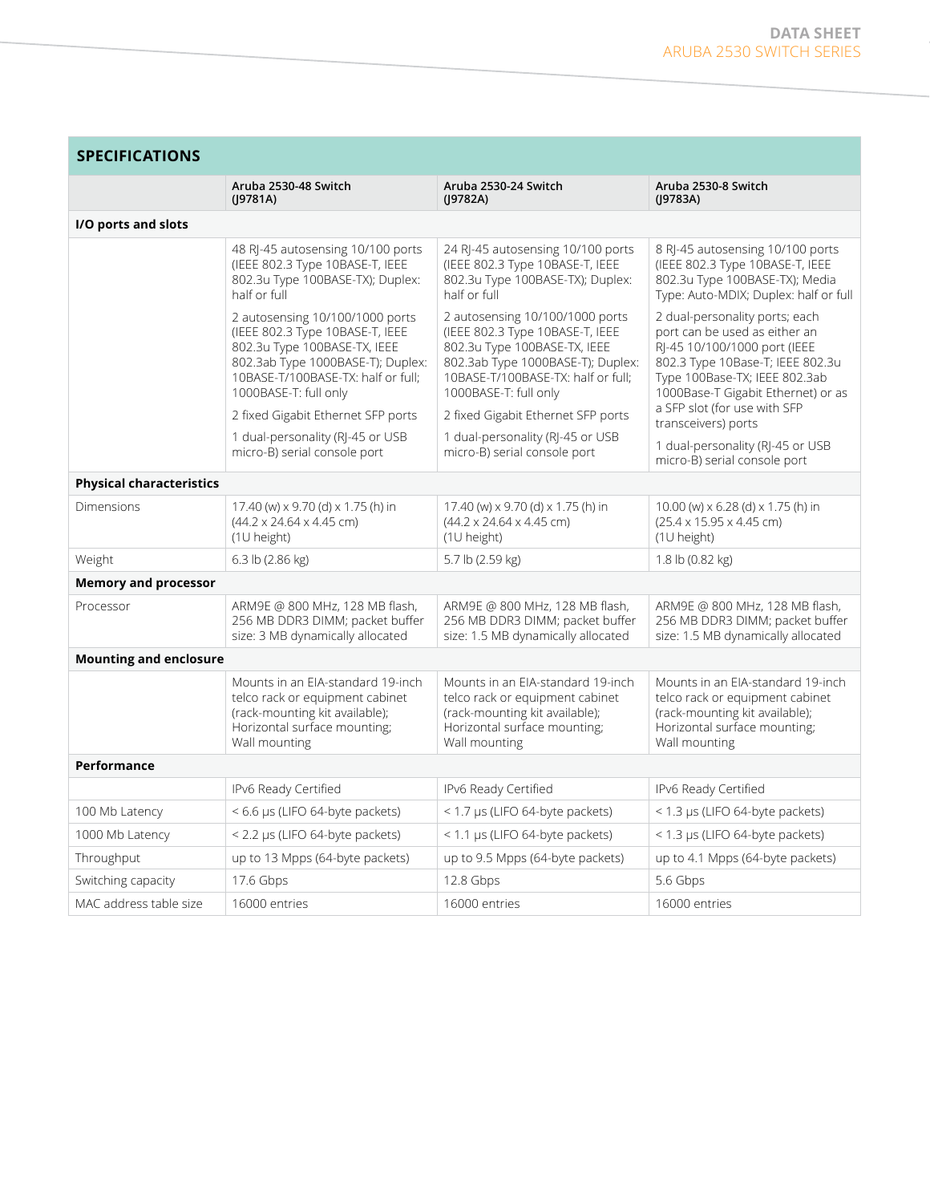## SPECIFICATIONS

| | Aruba 2530-48 Switch (J9781A) | Aruba 2530-24 Switch (J9782A) | Aruba 2530-8 Switch (J9783A) |
|---|---|---|---|
| **I/O ports and slots** | | | |
| | 48 RJ-45 autosensing 10/100 ports (IEEE 802.3 Type 10BASE-T, IEEE 802.3u Type 100BASE-TX); Duplex: half or full<br><br>2 autosensing 10/100/1000 ports (IEEE 802.3 Type 10BASE-T, IEEE 802.3u Type 100BASE-TX, IEEE 802.3ab Type 1000BASE-T); Duplex: 10BASE-T/100BASE-TX: half or full; 1000BASE-T: full only<br><br>2 fixed Gigabit Ethernet SFP ports<br><br>1 dual-personality (RJ-45 or USB micro-B) serial console port | 24 RJ-45 autosensing 10/100 ports (IEEE 802.3 Type 10BASE-T, IEEE 802.3u Type 100BASE-TX); Duplex: half or full<br><br>2 autosensing 10/100/1000 ports (IEEE 802.3 Type 10BASE-T, IEEE 802.3u Type 100BASE-TX, IEEE 802.3ab Type 1000BASE-T); Duplex: 10BASE-T/100BASE-TX: half or full; 1000BASE-T: full only<br><br>2 fixed Gigabit Ethernet SFP ports<br><br>1 dual-personality (RJ-45 or USB micro-B) serial console port | 8 RJ-45 autosensing 10/100 ports (IEEE 802.3 Type 10BASE-T, IEEE 802.3u Type 100BASE-TX); Media Type: Auto-MDIX; Duplex: half or full<br><br>2 dual-personality ports; each port can be used as either an RJ-45 10/100/1000 port (IEEE 802.3 Type 10Base-T; IEEE 802.3u Type 100Base-TX; IEEE 802.3ab 1000Base-T Gigabit Ethernet) or as a SFP slot (for use with SFP transceivers) ports<br><br>1 dual-personality (RJ-45 or USB micro-B) serial console port |
| **Physical characteristics** | | | |
| Dimensions | 17.40 (w) x 9.70 (d) x 1.75 (h) in (44.2 x 24.64 x 4.45 cm) (1U height) | 17.40 (w) x 9.70 (d) x 1.75 (h) in (44.2 x 24.64 x 4.45 cm) (1U height) | 10.00 (w) x 6.28 (d) x 1.75 (h) in (25.4 x 15.95 x 4.45 cm) (1U height) |
| Weight | 6.3 lb (2.86 kg) | 5.7 lb (2.59 kg) | 1.8 lb (0.82 kg) |
| **Memory and processor** | | | |
| Processor | ARM9E @ 800 MHz, 128 MB flash, 256 MB DDR3 DIMM; packet buffer size: 3 MB dynamically allocated | ARM9E @ 800 MHz, 128 MB flash, 256 MB DDR3 DIMM; packet buffer size: 1.5 MB dynamically allocated | ARM9E @ 800 MHz, 128 MB flash, 256 MB DDR3 DIMM; packet buffer size: 1.5 MB dynamically allocated |
| **Mounting and enclosure** | | | |
| | Mounts in an EIA-standard 19-inch telco rack or equipment cabinet (rack-mounting kit available); Horizontal surface mounting; Wall mounting | Mounts in an EIA-standard 19-inch telco rack or equipment cabinet (rack-mounting kit available); Horizontal surface mounting; Wall mounting | Mounts in an EIA-standard 19-inch telco rack or equipment cabinet (rack-mounting kit available); Horizontal surface mounting; Wall mounting |
| **Performance** | | | |
| | IPv6 Ready Certified | IPv6 Ready Certified | IPv6 Ready Certified |
| 100 Mb Latency | < 6.6 µs (LIFO 64-byte packets) | < 1.7 µs (LIFO 64-byte packets) | < 1.3 µs (LIFO 64-byte packets) |
| 1000 Mb Latency | < 2.2 µs (LIFO 64-byte packets) | < 1.1 µs (LIFO 64-byte packets) | < 1.3 µs (LIFO 64-byte packets) |
| Throughput | up to 13 Mpps (64-byte packets) | up to 9.5 Mpps (64-byte packets) | up to 4.1 Mpps (64-byte packets) |
| Switching capacity | 17.6 Gbps | 12.8 Gbps | 5.6 Gbps |
| MAC address table size | 16000 entries | 16000 entries | 16000 entries |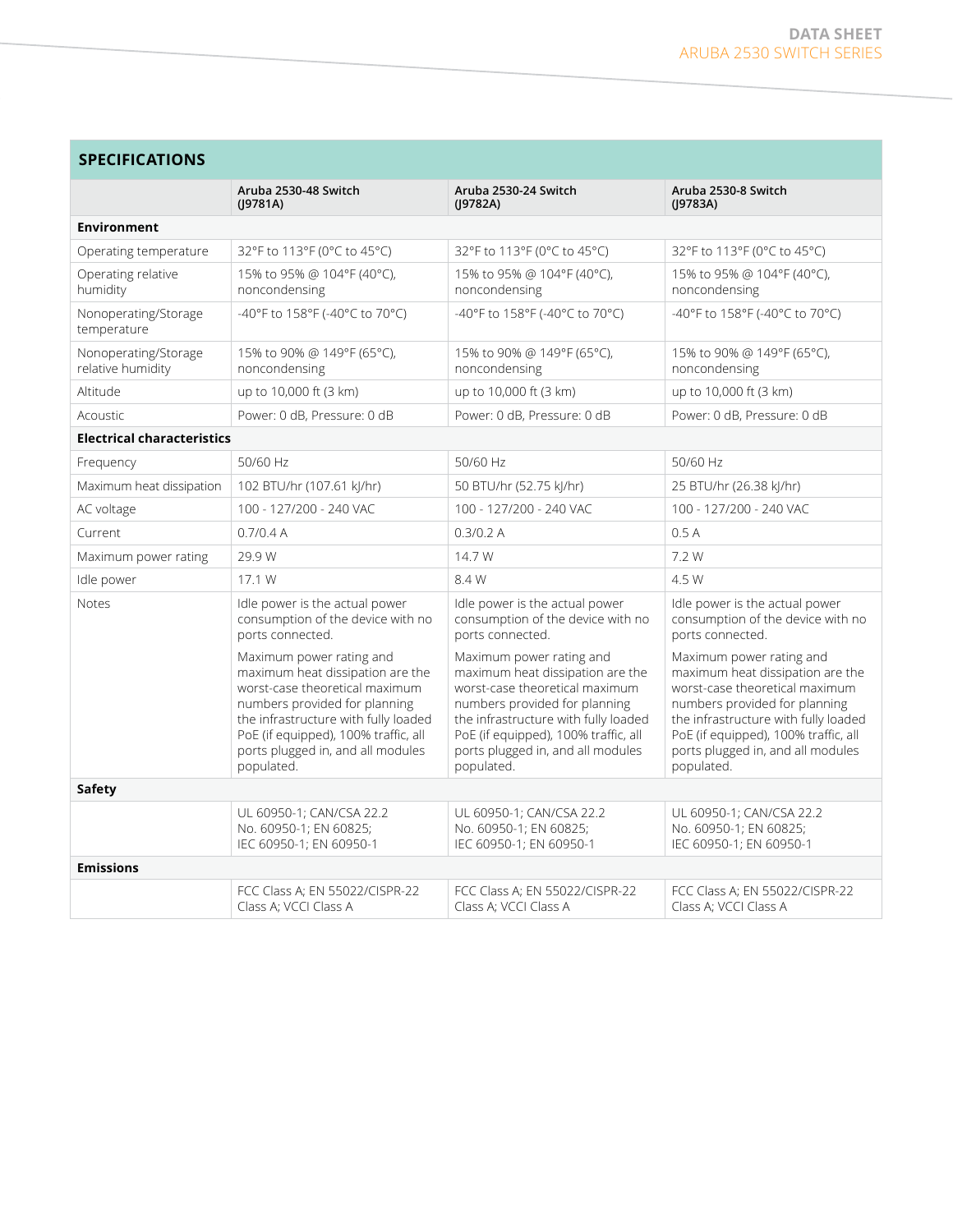## SPECIFICATIONS

| | Aruba 2530-48 Switch (J9781A) | Aruba 2530-24 Switch (J9782A) | Aruba 2530-8 Switch (J9783A) |
|---|---|---|---|
| **Environment** | | | |
| Operating temperature | 32°F to 113°F (0°C to 45°C) | 32°F to 113°F (0°C to 45°C) | 32°F to 113°F (0°C to 45°C) |
| Operating relative humidity | 15% to 95% @ 104°F (40°C), noncondensing | 15% to 95% @ 104°F (40°C), noncondensing | 15% to 95% @ 104°F (40°C), noncondensing |
| Nonoperating/Storage temperature | -40°F to 158°F (-40°C to 70°C) | -40°F to 158°F (-40°C to 70°C) | -40°F to 158°F (-40°C to 70°C) |
| Nonoperating/Storage relative humidity | 15% to 90% @ 149°F (65°C), noncondensing | 15% to 90% @ 149°F (65°C), noncondensing | 15% to 90% @ 149°F (65°C), noncondensing |
| Altitude | up to 10,000 ft (3 km) | up to 10,000 ft (3 km) | up to 10,000 ft (3 km) |
| Acoustic | Power: 0 dB, Pressure: 0 dB | Power: 0 dB, Pressure: 0 dB | Power: 0 dB, Pressure: 0 dB |
| **Electrical characteristics** | | | |
| Frequency | 50/60 Hz | 50/60 Hz | 50/60 Hz |
| Maximum heat dissipation | 102 BTU/hr (107.61 kJ/hr) | 50 BTU/hr (52.75 kJ/hr) | 25 BTU/hr (26.38 kJ/hr) |
| AC voltage | 100 - 127/200 - 240 VAC | 100 - 127/200 - 240 VAC | 100 - 127/200 - 240 VAC |
| Current | 0.7/0.4 A | 0.3/0.2 A | 0.5 A |
| Maximum power rating | 29.9 W | 14.7 W | 7.2 W |
| Idle power | 17.1 W | 8.4 W | 4.5 W |
| Notes | Idle power is the actual power consumption of the device with no ports connected. Maximum power rating and maximum heat dissipation are the worst-case theoretical maximum numbers provided for planning the infrastructure with fully loaded PoE (if equipped), 100% traffic, all ports plugged in, and all modules populated. | Idle power is the actual power consumption of the device with no ports connected. Maximum power rating and maximum heat dissipation are the worst-case theoretical maximum numbers provided for planning the infrastructure with fully loaded PoE (if equipped), 100% traffic, all ports plugged in, and all modules populated. | Idle power is the actual power consumption of the device with no ports connected. Maximum power rating and maximum heat dissipation are the worst-case theoretical maximum numbers provided for planning the infrastructure with fully loaded PoE (if equipped), 100% traffic, all ports plugged in, and all modules populated. |
| **Safety** | | | |
| | UL 60950-1; CAN/CSA 22.2 No. 60950-1; EN 60825; IEC 60950-1; EN 60950-1 | UL 60950-1; CAN/CSA 22.2 No. 60950-1; EN 60825; IEC 60950-1; EN 60950-1 | UL 60950-1; CAN/CSA 22.2 No. 60950-1; EN 60825; IEC 60950-1; EN 60950-1 |
| **Emissions** | | | |
| | FCC Class A; EN 55022/CISPR-22 Class A; VCCI Class A | FCC Class A; EN 55022/CISPR-22 Class A; VCCI Class A | FCC Class A; EN 55022/CISPR-22 Class A; VCCI Class A |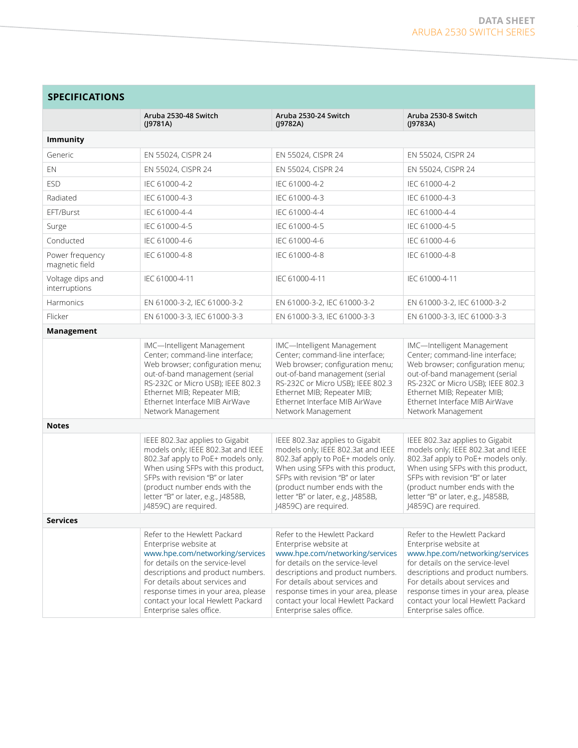## SPECIFICATIONS

| | Aruba 2530-48 Switch (J9781A) | Aruba 2530-24 Switch (J9782A) | Aruba 2530-8 Switch (J9783A) |
|---|---|---|---|
| **Immunity** | | | |
| Generic | EN 55024, CISPR 24 | EN 55024, CISPR 24 | EN 55024, CISPR 24 |
| EN | EN 55024, CISPR 24 | EN 55024, CISPR 24 | EN 55024, CISPR 24 |
| ESD | IEC 61000-4-2 | IEC 61000-4-2 | IEC 61000-4-2 |
| Radiated | IEC 61000-4-3 | IEC 61000-4-3 | IEC 61000-4-3 |
| EFT/Burst | IEC 61000-4-4 | IEC 61000-4-4 | IEC 61000-4-4 |
| Surge | IEC 61000-4-5 | IEC 61000-4-5 | IEC 61000-4-5 |
| Conducted | IEC 61000-4-6 | IEC 61000-4-6 | IEC 61000-4-6 |
| Power frequency magnetic field | IEC 61000-4-8 | IEC 61000-4-8 | IEC 61000-4-8 |
| Voltage dips and interruptions | IEC 61000-4-11 | IEC 61000-4-11 | IEC 61000-4-11 |
| Harmonics | EN 61000-3-2, IEC 61000-3-2 | EN 61000-3-2, IEC 61000-3-2 | EN 61000-3-2, IEC 61000-3-2 |
| Flicker | EN 61000-3-3, IEC 61000-3-3 | EN 61000-3-3, IEC 61000-3-3 | EN 61000-3-3, IEC 61000-3-3 |
| **Management** | | | |
| | IMC—Intelligent Management Center; command-line interface; Web browser; configuration menu; out-of-band management (serial RS-232C or Micro USB); IEEE 802.3 Ethernet MIB; Repeater MIB; Ethernet Interface MIB AirWave Network Management | IMC—Intelligent Management Center; command-line interface; Web browser; configuration menu; out-of-band management (serial RS-232C or Micro USB); IEEE 802.3 Ethernet MIB; Repeater MIB; Ethernet Interface MIB AirWave Network Management | IMC—Intelligent Management Center; command-line interface; Web browser; configuration menu; out-of-band management (serial RS-232C or Micro USB); IEEE 802.3 Ethernet MIB; Repeater MIB; Ethernet Interface MIB AirWave Network Management |
| **Notes** | | | |
| | IEEE 802.3az applies to Gigabit models only; IEEE 802.3at and IEEE 802.3af apply to PoE+ models only. When using SFPs with this product, SFPs with revision "B" or later (product number ends with the letter "B" or later, e.g., J4858B, J4859C) are required. | IEEE 802.3az applies to Gigabit models only; IEEE 802.3at and IEEE 802.3af apply to PoE+ models only. When using SFPs with this product, SFPs with revision "B" or later (product number ends with the letter "B" or later, e.g., J4858B, J4859C) are required. | IEEE 802.3az applies to Gigabit models only; IEEE 802.3at and IEEE 802.3af apply to PoE+ models only. When using SFPs with this product, SFPs with revision "B" or later (product number ends with the letter "B" or later, e.g., J4858B, J4859C) are required. |
| **Services** | | | |
| | Refer to the Hewlett Packard Enterprise website at www.hpe.com/networking/services for details on the service-level descriptions and product numbers. For details about services and response times in your area, please contact your local Hewlett Packard Enterprise sales office. | Refer to the Hewlett Packard Enterprise website at www.hpe.com/networking/services for details on the service-level descriptions and product numbers. For details about services and response times in your area, please contact your local Hewlett Packard Enterprise sales office. | Refer to the Hewlett Packard Enterprise website at www.hpe.com/networking/services for details on the service-level descriptions and product numbers. For details about services and response times in your area, please contact your local Hewlett Packard Enterprise sales office. |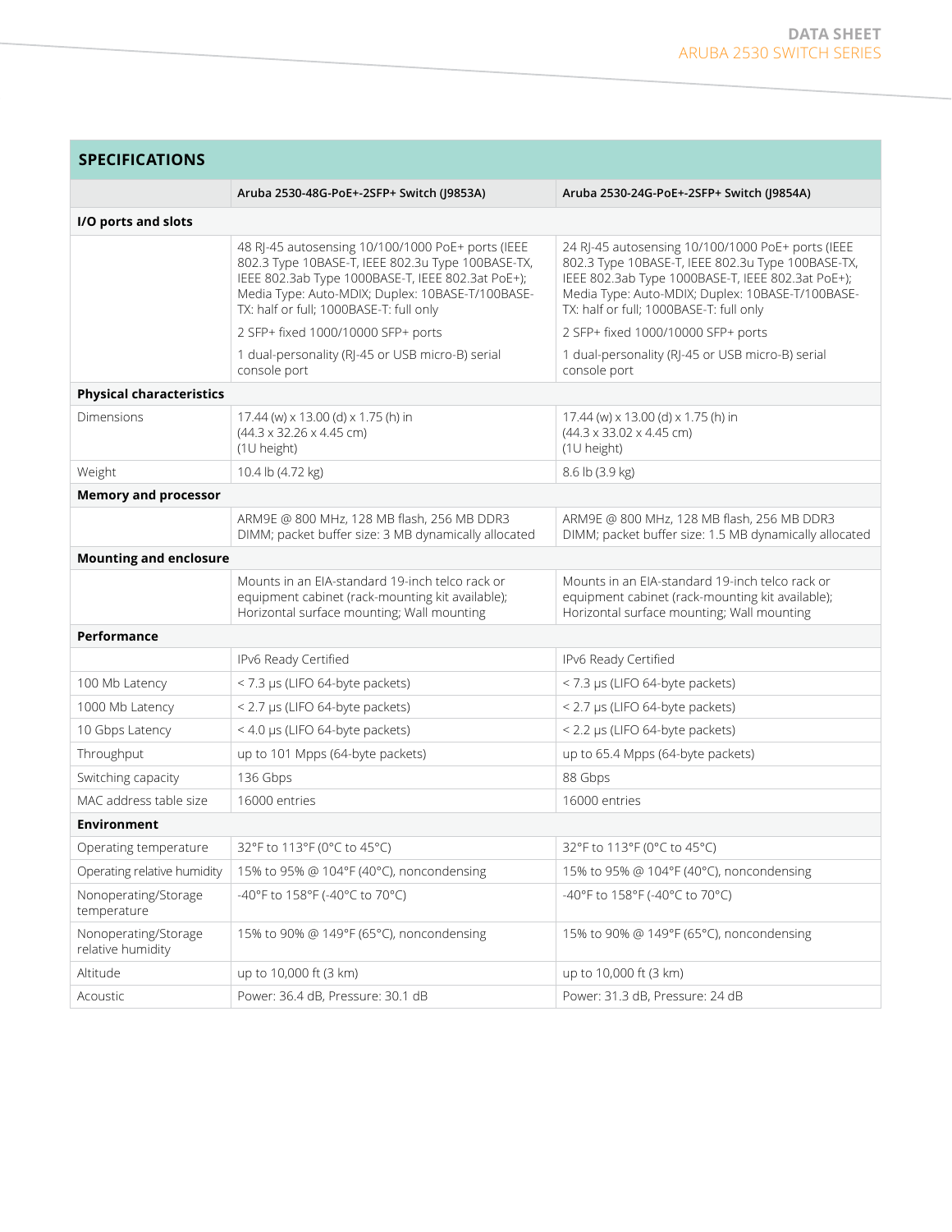## SPECIFICATIONS

| | Aruba 2530-48G-PoE+-2SFP+ Switch (J9853A) | Aruba 2530-24G-PoE+-2SFP+ Switch (J9854A) |
|---|---|---|
| **I/O ports and slots** | | |
| | 48 RJ-45 autosensing 10/100/1000 PoE+ ports (IEEE 802.3 Type 10BASE-T, IEEE 802.3u Type 100BASE-TX, IEEE 802.3ab Type 1000BASE-T, IEEE 802.3at PoE+); Media Type: Auto-MDIX; Duplex: 10BASE-T/100BASE-TX: half or full; 1000BASE-T: full only | 24 RJ-45 autosensing 10/100/1000 PoE+ ports (IEEE 802.3 Type 10BASE-T, IEEE 802.3u Type 100BASE-TX, IEEE 802.3ab Type 1000BASE-T, IEEE 802.3at PoE+); Media Type: Auto-MDIX; Duplex: 10BASE-T/100BASE-TX: half or full; 1000BASE-T: full only |
| | 2 SFP+ fixed 1000/10000 SFP+ ports | 2 SFP+ fixed 1000/10000 SFP+ ports |
| | 1 dual-personality (RJ-45 or USB micro-B) serial console port | 1 dual-personality (RJ-45 or USB micro-B) serial console port |
| **Physical characteristics** | | |
| Dimensions | 17.44 (w) x 13.00 (d) x 1.75 (h) in (44.3 x 32.26 x 4.45 cm) (1U height) | 17.44 (w) x 13.00 (d) x 1.75 (h) in (44.3 x 33.02 x 4.45 cm) (1U height) |
| Weight | 10.4 lb (4.72 kg) | 8.6 lb (3.9 kg) |
| **Memory and processor** | | |
| | ARM9E @ 800 MHz, 128 MB flash, 256 MB DDR3 DIMM; packet buffer size: 3 MB dynamically allocated | ARM9E @ 800 MHz, 128 MB flash, 256 MB DDR3 DIMM; packet buffer size: 1.5 MB dynamically allocated |
| **Mounting and enclosure** | | |
| | Mounts in an EIA-standard 19-inch telco rack or equipment cabinet (rack-mounting kit available); Horizontal surface mounting; Wall mounting | Mounts in an EIA-standard 19-inch telco rack or equipment cabinet (rack-mounting kit available); Horizontal surface mounting; Wall mounting |
| **Performance** | | |
| | IPv6 Ready Certified | IPv6 Ready Certified |
| 100 Mb Latency | < 7.3 µs (LIFO 64-byte packets) | < 7.3 µs (LIFO 64-byte packets) |
| 1000 Mb Latency | < 2.7 µs (LIFO 64-byte packets) | < 2.7 µs (LIFO 64-byte packets) |
| 10 Gbps Latency | < 4.0 µs (LIFO 64-byte packets) | < 2.2 µs (LIFO 64-byte packets) |
| Throughput | up to 101 Mpps (64-byte packets) | up to 65.4 Mpps (64-byte packets) |
| Switching capacity | 136 Gbps | 88 Gbps |
| MAC address table size | 16000 entries | 16000 entries |
| **Environment** | | |
| Operating temperature | 32°F to 113°F (0°C to 45°C) | 32°F to 113°F (0°C to 45°C) |
| Operating relative humidity | 15% to 95% @ 104°F (40°C), noncondensing | 15% to 95% @ 104°F (40°C), noncondensing |
| Nonoperating/Storage temperature | -40°F to 158°F (-40°C to 70°C) | -40°F to 158°F (-40°C to 70°C) |
| Nonoperating/Storage relative humidity | 15% to 90% @ 149°F (65°C), noncondensing | 15% to 90% @ 149°F (65°C), noncondensing |
| Altitude | up to 10,000 ft (3 km) | up to 10,000 ft (3 km) |
| Acoustic | Power: 36.4 dB, Pressure: 30.1 dB | Power: 31.3 dB, Pressure: 24 dB |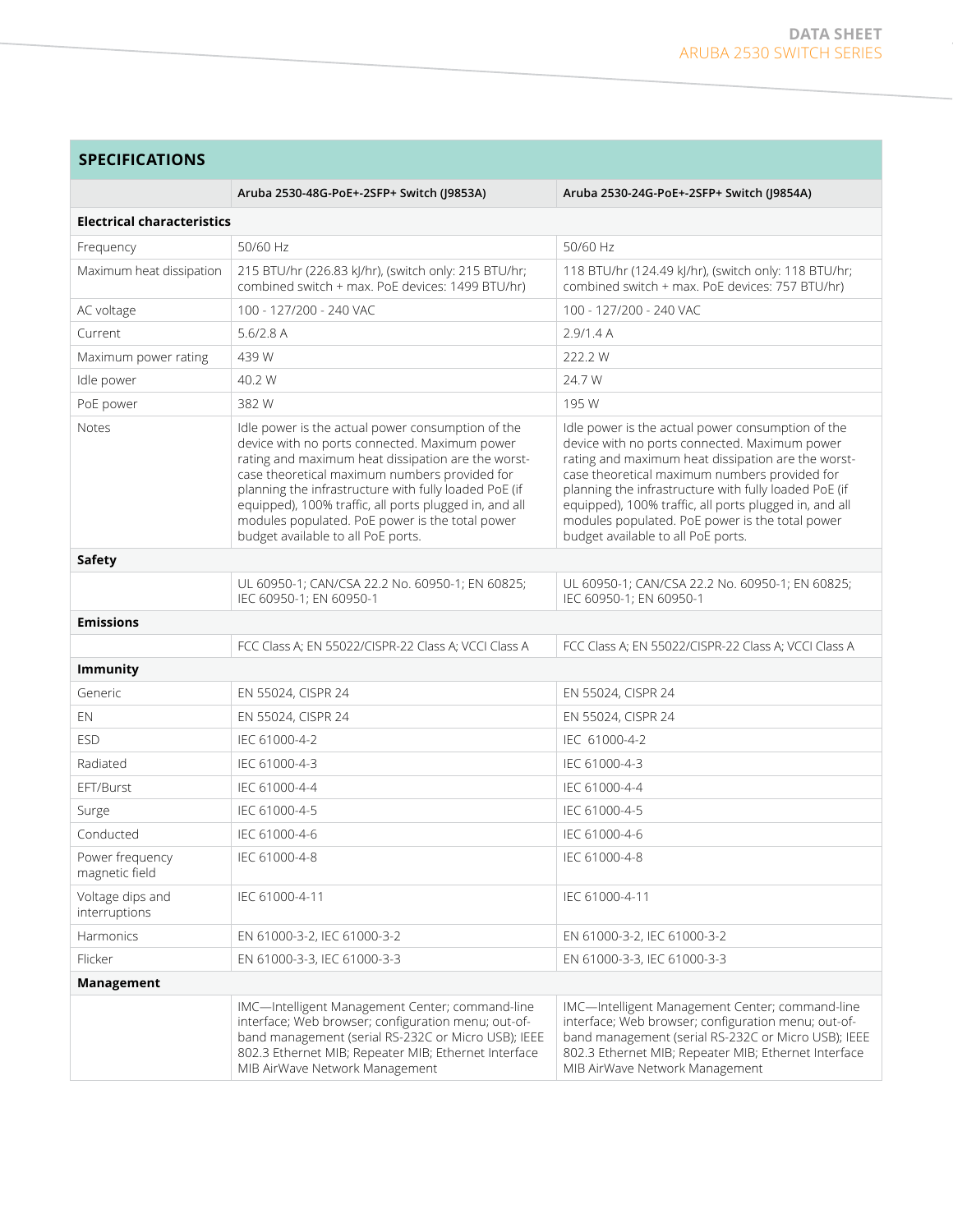## SPECIFICATIONS

| | Aruba 2530-48G-PoE+-2SFP+ Switch (J9853A) | Aruba 2530-24G-PoE+-2SFP+ Switch (J9854A) |
|---|---|---|
| **Electrical characteristics** | | |
| Frequency | 50/60 Hz | 50/60 Hz |
| Maximum heat dissipation | 215 BTU/hr (226.83 kJ/hr), (switch only: 215 BTU/hr; combined switch + max. PoE devices: 1499 BTU/hr) | 118 BTU/hr (124.49 kJ/hr), (switch only: 118 BTU/hr; combined switch + max. PoE devices: 757 BTU/hr) |
| AC voltage | 100 - 127/200 - 240 VAC | 100 - 127/200 - 240 VAC |
| Current | 5.6/2.8 A | 2.9/1.4 A |
| Maximum power rating | 439 W | 222.2 W |
| Idle power | 40.2 W | 24.7 W |
| PoE power | 382 W | 195 W |
| Notes | Idle power is the actual power consumption of the device with no ports connected. Maximum power rating and maximum heat dissipation are the worst-case theoretical maximum numbers provided for planning the infrastructure with fully loaded PoE (if equipped), 100% traffic, all ports plugged in, and all modules populated. PoE power is the total power budget available to all PoE ports. | Idle power is the actual power consumption of the device with no ports connected. Maximum power rating and maximum heat dissipation are the worst-case theoretical maximum numbers provided for planning the infrastructure with fully loaded PoE (if equipped), 100% traffic, all ports plugged in, and all modules populated. PoE power is the total power budget available to all PoE ports. |
| **Safety** | | |
| | UL 60950-1; CAN/CSA 22.2 No. 60950-1; EN 60825; IEC 60950-1; EN 60950-1 | UL 60950-1; CAN/CSA 22.2 No. 60950-1; EN 60825; IEC 60950-1; EN 60950-1 |
| **Emissions** | | |
| | FCC Class A; EN 55022/CISPR-22 Class A; VCCI Class A | FCC Class A; EN 55022/CISPR-22 Class A; VCCI Class A |
| **Immunity** | | |
| Generic | EN 55024, CISPR 24 | EN 55024, CISPR 24 |
| EN | EN 55024, CISPR 24 | EN 55024, CISPR 24 |
| ESD | IEC 61000-4-2 | IEC 61000-4-2 |
| Radiated | IEC 61000-4-3 | IEC 61000-4-3 |
| EFT/Burst | IEC 61000-4-4 | IEC 61000-4-4 |
| Surge | IEC 61000-4-5 | IEC 61000-4-5 |
| Conducted | IEC 61000-4-6 | IEC 61000-4-6 |
| Power frequency magnetic field | IEC 61000-4-8 | IEC 61000-4-8 |
| Voltage dips and interruptions | IEC 61000-4-11 | IEC 61000-4-11 |
| Harmonics | EN 61000-3-2, IEC 61000-3-2 | EN 61000-3-2, IEC 61000-3-2 |
| Flicker | EN 61000-3-3, IEC 61000-3-3 | EN 61000-3-3, IEC 61000-3-3 |
| **Management** | | |
| | IMC—Intelligent Management Center; command-line interface; Web browser; configuration menu; out-of-band management (serial RS-232C or Micro USB); IEEE 802.3 Ethernet MIB; Repeater MIB; Ethernet Interface MIB AirWave Network Management | IMC—Intelligent Management Center; command-line interface; Web browser; configuration menu; out-of-band management (serial RS-232C or Micro USB); IEEE 802.3 Ethernet MIB; Repeater MIB; Ethernet Interface MIB AirWave Network Management |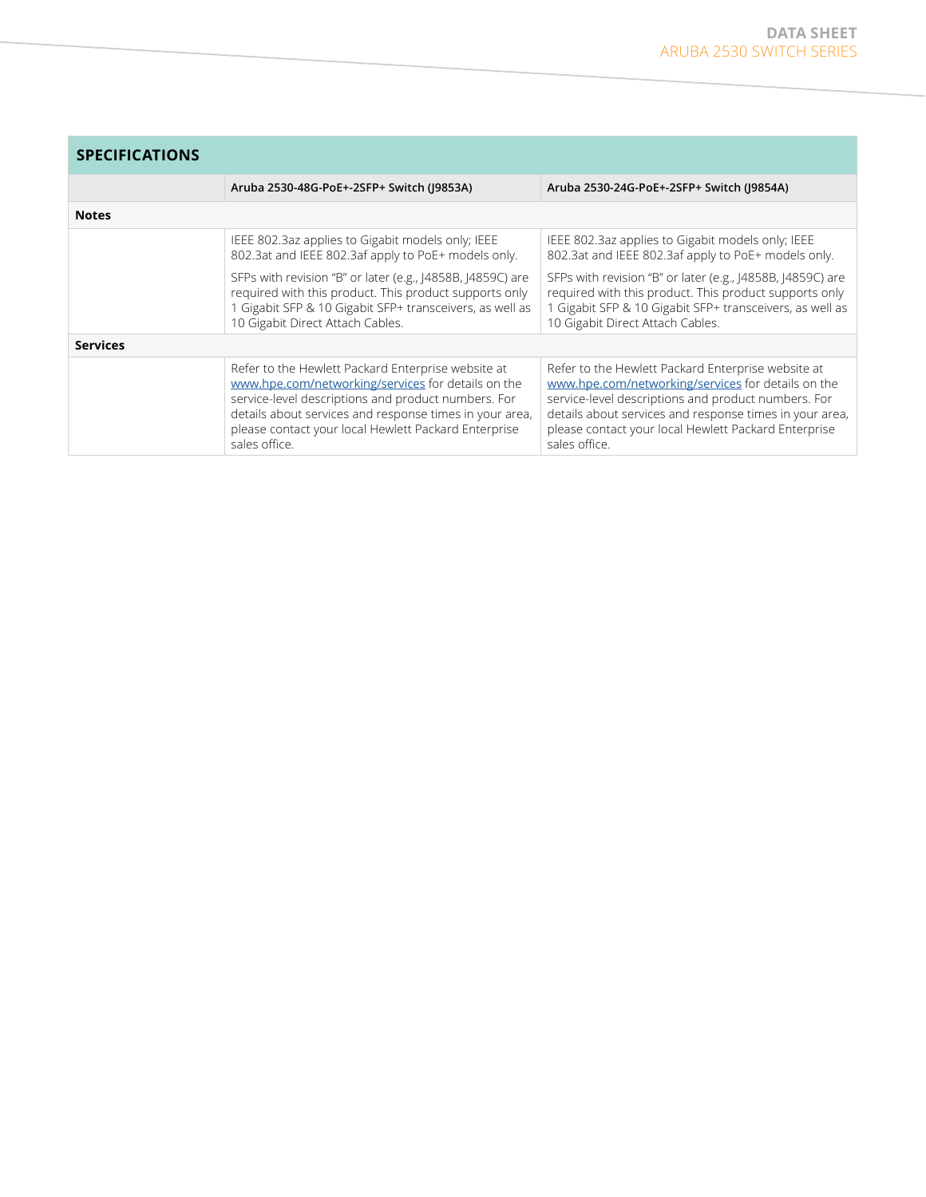## SPECIFICATIONS

| | Aruba 2530-48G-PoE+-2SFP+ Switch (J9853A) | Aruba 2530-24G-PoE+-2SFP+ Switch (J9854A) |
|---|---|---|
| **Notes** | | |
| | IEEE 802.3az applies to Gigabit models only; IEEE 802.3at and IEEE 802.3af apply to PoE+ models only.<br><br>SFPs with revision "B" or later (e.g., J4858B, J4859C) are required with this product. This product supports only 1 Gigabit SFP & 10 Gigabit SFP+ transceivers, as well as 10 Gigabit Direct Attach Cables. | IEEE 802.3az applies to Gigabit models only; IEEE 802.3at and IEEE 802.3af apply to PoE+ models only.<br><br>SFPs with revision "B" or later (e.g., J4858B, J4859C) are required with this product. This product supports only 1 Gigabit SFP & 10 Gigabit SFP+ transceivers, as well as 10 Gigabit Direct Attach Cables. |
| **Services** | | |
| | Refer to the Hewlett Packard Enterprise website at www.hpe.com/networking/services for details on the service-level descriptions and product numbers. For details about services and response times in your area, please contact your local Hewlett Packard Enterprise sales office. | Refer to the Hewlett Packard Enterprise website at www.hpe.com/networking/services for details on the service-level descriptions and product numbers. For details about services and response times in your area, please contact your local Hewlett Packard Enterprise sales office. |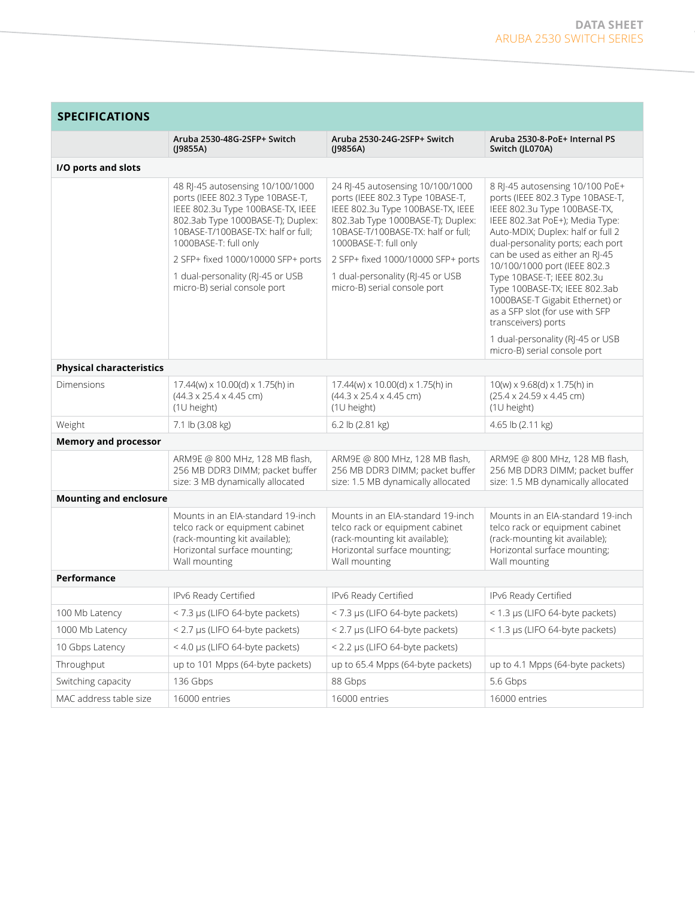## SPECIFICATIONS

| | Aruba 2530-48G-2SFP+ Switch (J9855A) | Aruba 2530-24G-2SFP+ Switch (J9856A) | Aruba 2530-8-PoE+ Internal PS Switch (JL070A) |
|---|---|---|---|
| **I/O ports and slots** | | | |
| | 48 RJ-45 autosensing 10/100/1000 ports (IEEE 802.3 Type 10BASE-T, IEEE 802.3u Type 100BASE-TX, IEEE 802.3ab Type 1000BASE-T); Duplex: 10BASE-T/100BASE-TX: half or full; 1000BASE-T: full only<br><br>2 SFP+ fixed 1000/10000 SFP+ ports<br><br>1 dual-personality (RJ-45 or USB micro-B) serial console port | 24 RJ-45 autosensing 10/100/1000 ports (IEEE 802.3 Type 10BASE-T, IEEE 802.3u Type 100BASE-TX, IEEE 802.3ab Type 1000BASE-T); Duplex: 10BASE-T/100BASE-TX: half or full; 1000BASE-T: full only<br><br>2 SFP+ fixed 1000/10000 SFP+ ports<br><br>1 dual-personality (RJ-45 or USB micro-B) serial console port | 8 RJ-45 autosensing 10/100 PoE+ ports (IEEE 802.3 Type 10BASE-T, IEEE 802.3u Type 100BASE-TX, IEEE 802.3at PoE+); Media Type: Auto-MDIX; Duplex: half or full 2 dual-personality ports; each port can be used as either an RJ-45 10/100/1000 port (IEEE 802.3 Type 10BASE-T; IEEE 802.3u Type 100BASE-TX; IEEE 802.3ab 1000BASE-T Gigabit Ethernet) or as a SFP slot (for use with SFP transceivers) ports<br><br>1 dual-personality (RJ-45 or USB micro-B) serial console port |
| **Physical characteristics** | | | |
| Dimensions | 17.44(w) x 10.00(d) x 1.75(h) in (44.3 x 25.4 x 4.45 cm) (1U height) | 17.44(w) x 10.00(d) x 1.75(h) in (44.3 x 25.4 x 4.45 cm) (1U height) | 10(w) x 9.68(d) x 1.75(h) in (25.4 x 24.59 x 4.45 cm) (1U height) |
| Weight | 7.1 lb (3.08 kg) | 6.2 lb (2.81 kg) | 4.65 lb (2.11 kg) |
| **Memory and processor** | | | |
| | ARM9E @ 800 MHz, 128 MB flash, 256 MB DDR3 DIMM; packet buffer size: 3 MB dynamically allocated | ARM9E @ 800 MHz, 128 MB flash, 256 MB DDR3 DIMM; packet buffer size: 1.5 MB dynamically allocated | ARM9E @ 800 MHz, 128 MB flash, 256 MB DDR3 DIMM; packet buffer size: 1.5 MB dynamically allocated |
| **Mounting and enclosure** | | | |
| | Mounts in an EIA-standard 19-inch telco rack or equipment cabinet (rack-mounting kit available); Horizontal surface mounting; Wall mounting | Mounts in an EIA-standard 19-inch telco rack or equipment cabinet (rack-mounting kit available); Horizontal surface mounting; Wall mounting | Mounts in an EIA-standard 19-inch telco rack or equipment cabinet (rack-mounting kit available); Horizontal surface mounting; Wall mounting |
| **Performance** | | | |
| | IPv6 Ready Certified | IPv6 Ready Certified | IPv6 Ready Certified |
| 100 Mb Latency | < 7.3 µs (LIFO 64-byte packets) | < 7.3 µs (LIFO 64-byte packets) | < 1.3 µs (LIFO 64-byte packets) |
| 1000 Mb Latency | < 2.7 µs (LIFO 64-byte packets) | < 2.7 µs (LIFO 64-byte packets) | < 1.3 µs (LIFO 64-byte packets) |
| 10 Gbps Latency | < 4.0 µs (LIFO 64-byte packets) | < 2.2 µs (LIFO 64-byte packets) | |
| Throughput | up to 101 Mpps (64-byte packets) | up to 65.4 Mpps (64-byte packets) | up to 4.1 Mpps (64-byte packets) |
| Switching capacity | 136 Gbps | 88 Gbps | 5.6 Gbps |
| MAC address table size | 16000 entries | 16000 entries | 16000 entries |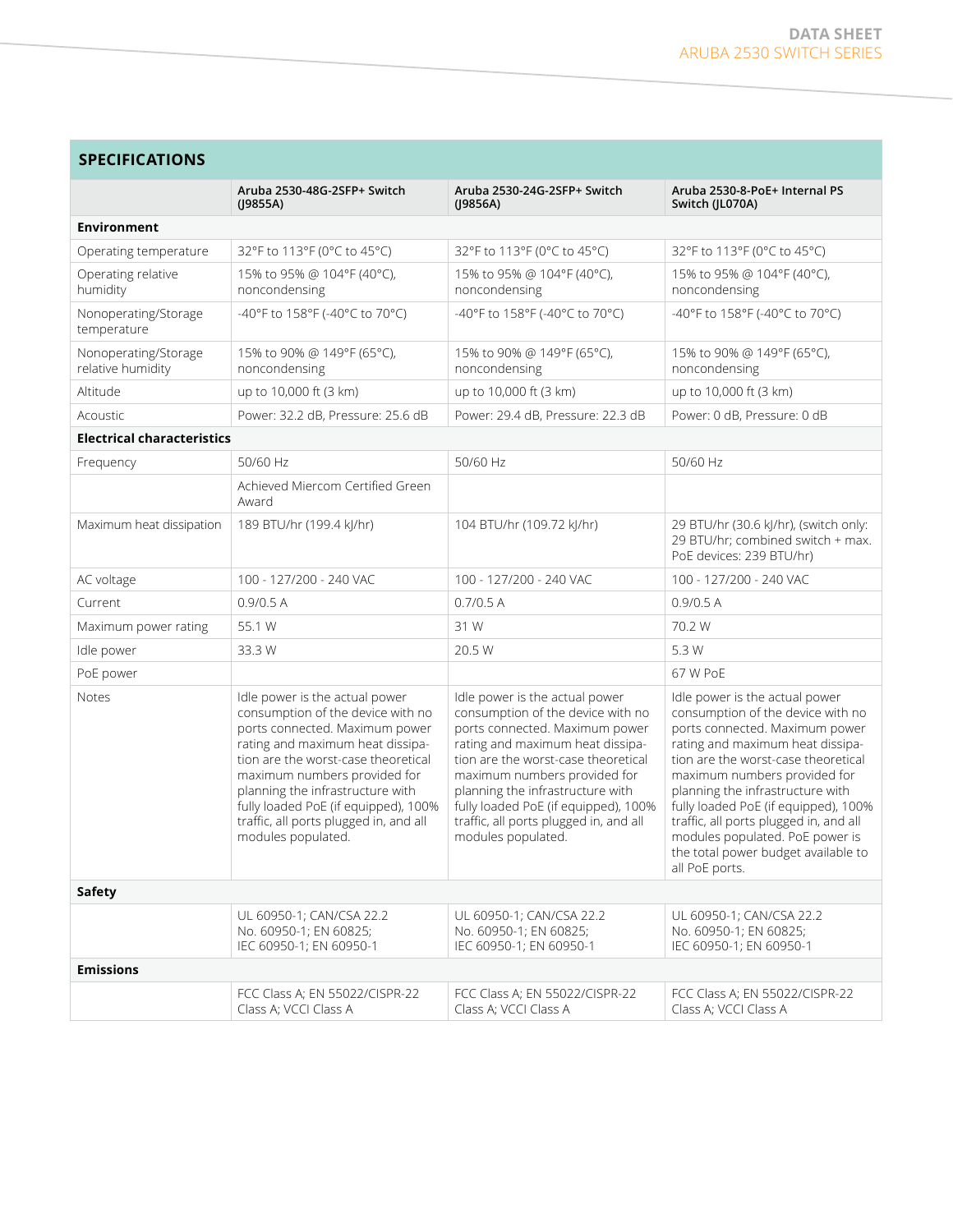## SPECIFICATIONS

| | Aruba 2530-48G-2SFP+ Switch (J9855A) | Aruba 2530-24G-2SFP+ Switch (J9856A) | Aruba 2530-8-PoE+ Internal PS Switch (JL070A) |
|---|---|---|---|
| **Environment** | | | |
| Operating temperature | 32°F to 113°F (0°C to 45°C) | 32°F to 113°F (0°C to 45°C) | 32°F to 113°F (0°C to 45°C) |
| Operating relative humidity | 15% to 95% @ 104°F (40°C), noncondensing | 15% to 95% @ 104°F (40°C), noncondensing | 15% to 95% @ 104°F (40°C), noncondensing |
| Nonoperating/Storage temperature | -40°F to 158°F (-40°C to 70°C) | -40°F to 158°F (-40°C to 70°C) | -40°F to 158°F (-40°C to 70°C) |
| Nonoperating/Storage relative humidity | 15% to 90% @ 149°F (65°C), noncondensing | 15% to 90% @ 149°F (65°C), noncondensing | 15% to 90% @ 149°F (65°C), noncondensing |
| Altitude | up to 10,000 ft (3 km) | up to 10,000 ft (3 km) | up to 10,000 ft (3 km) |
| Acoustic | Power: 32.2 dB, Pressure: 25.6 dB | Power: 29.4 dB, Pressure: 22.3 dB | Power: 0 dB, Pressure: 0 dB |
| **Electrical characteristics** | | | |
| Frequency | 50/60 Hz | 50/60 Hz | 50/60 Hz |
| | Achieved Miercom Certified Green Award | | |
| Maximum heat dissipation | 189 BTU/hr (199.4 kJ/hr) | 104 BTU/hr (109.72 kJ/hr) | 29 BTU/hr (30.6 kJ/hr), (switch only: 29 BTU/hr; combined switch + max. PoE devices: 239 BTU/hr) |
| AC voltage | 100 - 127/200 - 240 VAC | 100 - 127/200 - 240 VAC | 100 - 127/200 - 240 VAC |
| Current | 0.9/0.5 A | 0.7/0.5 A | 0.9/0.5 A |
| Maximum power rating | 55.1 W | 31 W | 70.2 W |
| Idle power | 33.3 W | 20.5 W | 5.3 W |
| PoE power | | | 67 W PoE |
| Notes | Idle power is the actual power consumption of the device with no ports connected. Maximum power rating and maximum heat dissipation are the worst-case theoretical maximum numbers provided for planning the infrastructure with fully loaded PoE (if equipped), 100% traffic, all ports plugged in, and all modules populated. | Idle power is the actual power consumption of the device with no ports connected. Maximum power rating and maximum heat dissipation are the worst-case theoretical maximum numbers provided for planning the infrastructure with fully loaded PoE (if equipped), 100% traffic, all ports plugged in, and all modules populated. | Idle power is the actual power consumption of the device with no ports connected. Maximum power rating and maximum heat dissipation are the worst-case theoretical maximum numbers provided for planning the infrastructure with fully loaded PoE (if equipped), 100% traffic, all ports plugged in, and all modules populated. PoE power is the total power budget available to all PoE ports. |
| **Safety** | | | |
| | UL 60950-1; CAN/CSA 22.2 No. 60950-1; EN 60825; IEC 60950-1; EN 60950-1 | UL 60950-1; CAN/CSA 22.2 No. 60950-1; EN 60825; IEC 60950-1; EN 60950-1 | UL 60950-1; CAN/CSA 22.2 No. 60950-1; EN 60825; IEC 60950-1; EN 60950-1 |
| **Emissions** | | | |
| | FCC Class A; EN 55022/CISPR-22 Class A; VCCI Class A | FCC Class A; EN 55022/CISPR-22 Class A; VCCI Class A | FCC Class A; EN 55022/CISPR-22 Class A; VCCI Class A |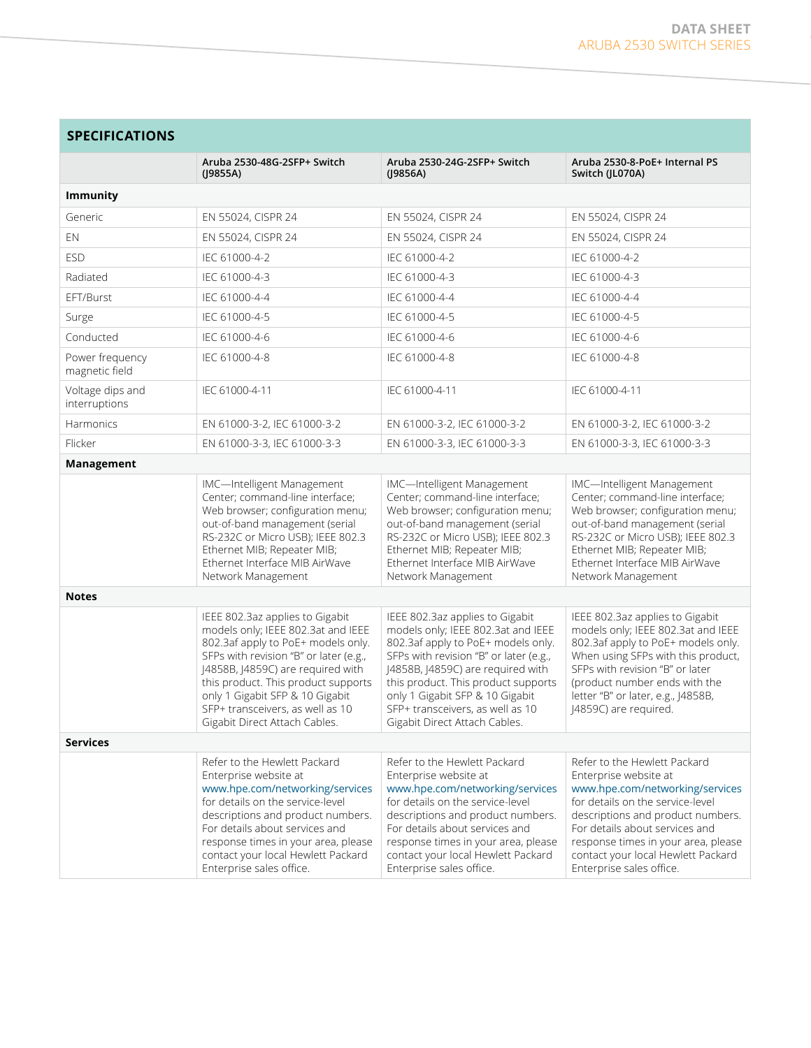## SPECIFICATIONS

| | Aruba 2530-48G-2SFP+ Switch (J9855A) | Aruba 2530-24G-2SFP+ Switch (J9856A) | Aruba 2530-8-PoE+ Internal PS Switch (JL070A) |
|---|---|---|---|
| **Immunity** | | | |
| Generic | EN 55024, CISPR 24 | EN 55024, CISPR 24 | EN 55024, CISPR 24 |
| EN | EN 55024, CISPR 24 | EN 55024, CISPR 24 | EN 55024, CISPR 24 |
| ESD | IEC 61000-4-2 | IEC 61000-4-2 | IEC 61000-4-2 |
| Radiated | IEC 61000-4-3 | IEC 61000-4-3 | IEC 61000-4-3 |
| EFT/Burst | IEC 61000-4-4 | IEC 61000-4-4 | IEC 61000-4-4 |
| Surge | IEC 61000-4-5 | IEC 61000-4-5 | IEC 61000-4-5 |
| Conducted | IEC 61000-4-6 | IEC 61000-4-6 | IEC 61000-4-6 |
| Power frequency magnetic field | IEC 61000-4-8 | IEC 61000-4-8 | IEC 61000-4-8 |
| Voltage dips and interruptions | IEC 61000-4-11 | IEC 61000-4-11 | IEC 61000-4-11 |
| Harmonics | EN 61000-3-2, IEC 61000-3-2 | EN 61000-3-2, IEC 61000-3-2 | EN 61000-3-2, IEC 61000-3-2 |
| Flicker | EN 61000-3-3, IEC 61000-3-3 | EN 61000-3-3, IEC 61000-3-3 | EN 61000-3-3, IEC 61000-3-3 |
| **Management** | | | |
| | IMC—Intelligent Management Center; command-line interface; Web browser; configuration menu; out-of-band management (serial RS-232C or Micro USB); IEEE 802.3 Ethernet MIB; Repeater MIB; Ethernet Interface MIB AirWave Network Management | IMC—Intelligent Management Center; command-line interface; Web browser; configuration menu; out-of-band management (serial RS-232C or Micro USB); IEEE 802.3 Ethernet MIB; Repeater MIB; Ethernet Interface MIB AirWave Network Management | IMC—Intelligent Management Center; command-line interface; Web browser; configuration menu; out-of-band management (serial RS-232C or Micro USB); IEEE 802.3 Ethernet MIB; Repeater MIB; Ethernet Interface MIB AirWave Network Management |
| **Notes** | | | |
| | IEEE 802.3az applies to Gigabit models only; IEEE 802.3at and IEEE 802.3af apply to PoE+ models only. SFPs with revision "B" or later (e.g., J4858B, J4859C) are required with this product. This product supports only 1 Gigabit SFP & 10 Gigabit SFP+ transceivers, as well as 10 Gigabit Direct Attach Cables. | IEEE 802.3az applies to Gigabit models only; IEEE 802.3at and IEEE 802.3af apply to PoE+ models only. SFPs with revision "B" or later (e.g., J4858B, J4859C) are required with this product. This product supports only 1 Gigabit SFP & 10 Gigabit SFP+ transceivers, as well as 10 Gigabit Direct Attach Cables. | IEEE 802.3az applies to Gigabit models only; IEEE 802.3at and IEEE 802.3af apply to PoE+ models only. When using SFPs with this product, SFPs with revision "B" or later (product number ends with the letter "B" or later, e.g., J4858B, J4859C) are required. |
| **Services** | | | |
| | Refer to the Hewlett Packard Enterprise website at www.hpe.com/networking/services for details on the service-level descriptions and product numbers. For details about services and response times in your area, please contact your local Hewlett Packard Enterprise sales office. | Refer to the Hewlett Packard Enterprise website at www.hpe.com/networking/services for details on the service-level descriptions and product numbers. For details about services and response times in your area, please contact your local Hewlett Packard Enterprise sales office. | Refer to the Hewlett Packard Enterprise website at www.hpe.com/networking/services for details on the service-level descriptions and product numbers. For details about services and response times in your area, please contact your local Hewlett Packard Enterprise sales office. |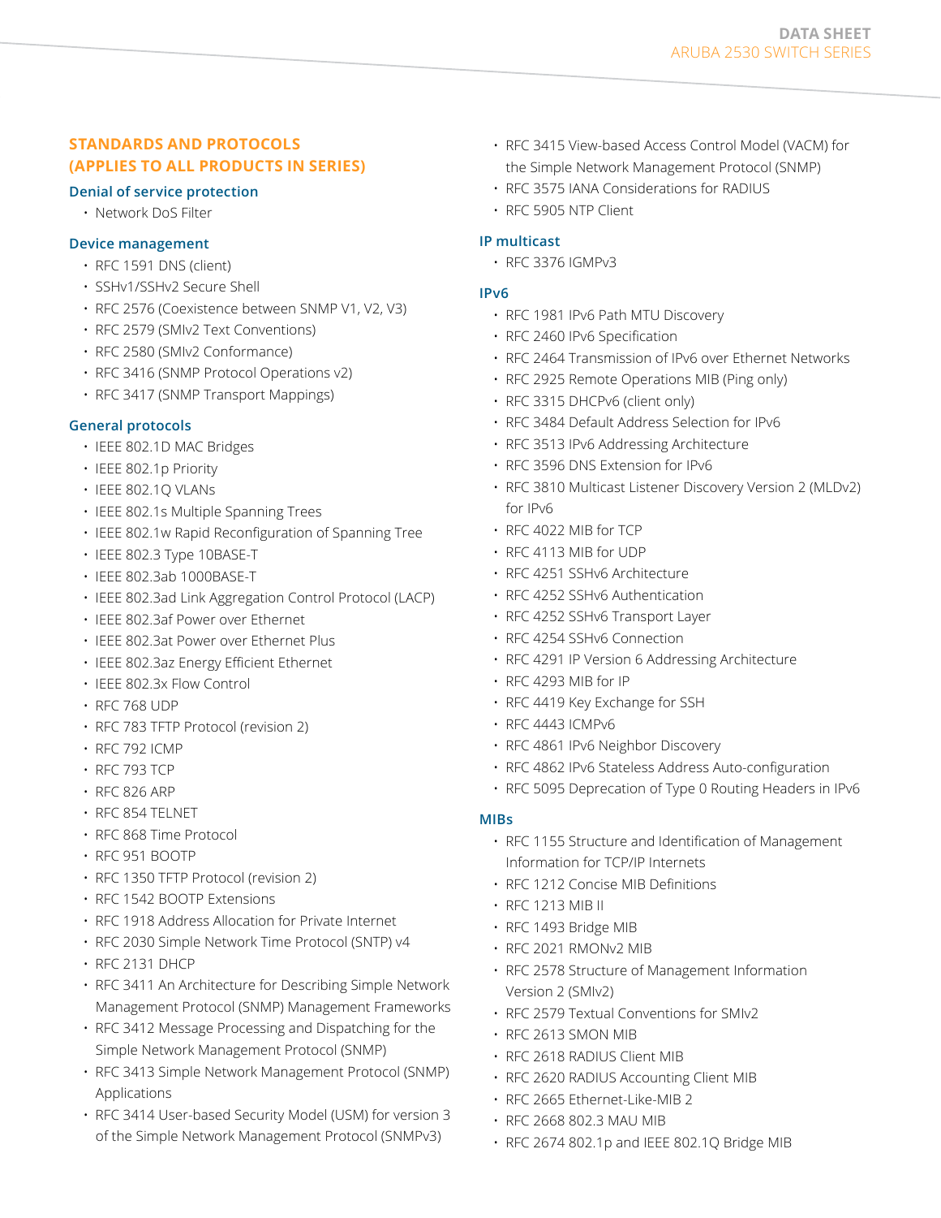## STANDARDS AND PROTOCOLS (APPLIES TO ALL PRODUCTS IN SERIES)

### Denial of service protection

- Network DoS Filter

### Device management

- RFC 1591 DNS (client)
- SSHv1/SSHv2 Secure Shell
- RFC 2576 (Coexistence between SNMP V1, V2, V3)
- RFC 2579 (SMIv2 Text Conventions)
- RFC 2580 (SMIv2 Conformance)
- RFC 3416 (SNMP Protocol Operations v2)
- RFC 3417 (SNMP Transport Mappings)

### General protocols

- IEEE 802.1D MAC Bridges
- IEEE 802.1p Priority
- IEEE 802.1Q VLANs
- IEEE 802.1s Multiple Spanning Trees
- IEEE 802.1w Rapid Reconfiguration of Spanning Tree
- IEEE 802.3 Type 10BASE-T
- IEEE 802.3ab 1000BASE-T
- IEEE 802.3ad Link Aggregation Control Protocol (LACP)
- IEEE 802.3af Power over Ethernet
- IEEE 802.3at Power over Ethernet Plus
- IEEE 802.3az Energy Efficient Ethernet
- IEEE 802.3x Flow Control
- RFC 768 UDP
- RFC 783 TFTP Protocol (revision 2)
- RFC 792 ICMP
- RFC 793 TCP
- RFC 826 ARP
- RFC 854 TELNET
- RFC 868 Time Protocol
- RFC 951 BOOTP
- RFC 1350 TFTP Protocol (revision 2)
- RFC 1542 BOOTP Extensions
- RFC 1918 Address Allocation for Private Internet
- RFC 2030 Simple Network Time Protocol (SNTP) v4
- RFC 2131 DHCP
- RFC 3411 An Architecture for Describing Simple Network Management Protocol (SNMP) Management Frameworks
- RFC 3412 Message Processing and Dispatching for the Simple Network Management Protocol (SNMP)
- RFC 3413 Simple Network Management Protocol (SNMP) Applications
- RFC 3414 User-based Security Model (USM) for version 3 of the Simple Network Management Protocol (SNMPv3)
- RFC 3415 View-based Access Control Model (VACM) for the Simple Network Management Protocol (SNMP)
- RFC 3575 IANA Considerations for RADIUS
- RFC 5905 NTP Client

### IP multicast

- RFC 3376 IGMPv3

### IPv6

- RFC 1981 IPv6 Path MTU Discovery
- RFC 2460 IPv6 Specification
- RFC 2464 Transmission of IPv6 over Ethernet Networks
- RFC 2925 Remote Operations MIB (Ping only)
- RFC 3315 DHCPv6 (client only)
- RFC 3484 Default Address Selection for IPv6
- RFC 3513 IPv6 Addressing Architecture
- RFC 3596 DNS Extension for IPv6
- RFC 3810 Multicast Listener Discovery Version 2 (MLDv2) for IPv6
- RFC 4022 MIB for TCP
- RFC 4113 MIB for UDP
- RFC 4251 SSHv6 Architecture
- RFC 4252 SSHv6 Authentication
- RFC 4252 SSHv6 Transport Layer
- RFC 4254 SSHv6 Connection
- RFC 4291 IP Version 6 Addressing Architecture
- RFC 4293 MIB for IP
- RFC 4419 Key Exchange for SSH
- RFC 4443 ICMPv6
- RFC 4861 IPv6 Neighbor Discovery
- RFC 4862 IPv6 Stateless Address Auto-configuration
- RFC 5095 Deprecation of Type 0 Routing Headers in IPv6

### MIBs

- RFC 1155 Structure and Identification of Management Information for TCP/IP Internets
- RFC 1212 Concise MIB Definitions
- RFC 1213 MIB II
- RFC 1493 Bridge MIB
- RFC 2021 RMONv2 MIB
- RFC 2578 Structure of Management Information Version 2 (SMIv2)
- RFC 2579 Textual Conventions for SMIv2
- RFC 2613 SMON MIB
- RFC 2618 RADIUS Client MIB
- RFC 2620 RADIUS Accounting Client MIB
- RFC 2665 Ethernet-Like-MIB 2
- RFC 2668 802.3 MAU MIB
- RFC 2674 802.1p and IEEE 802.1Q Bridge MIB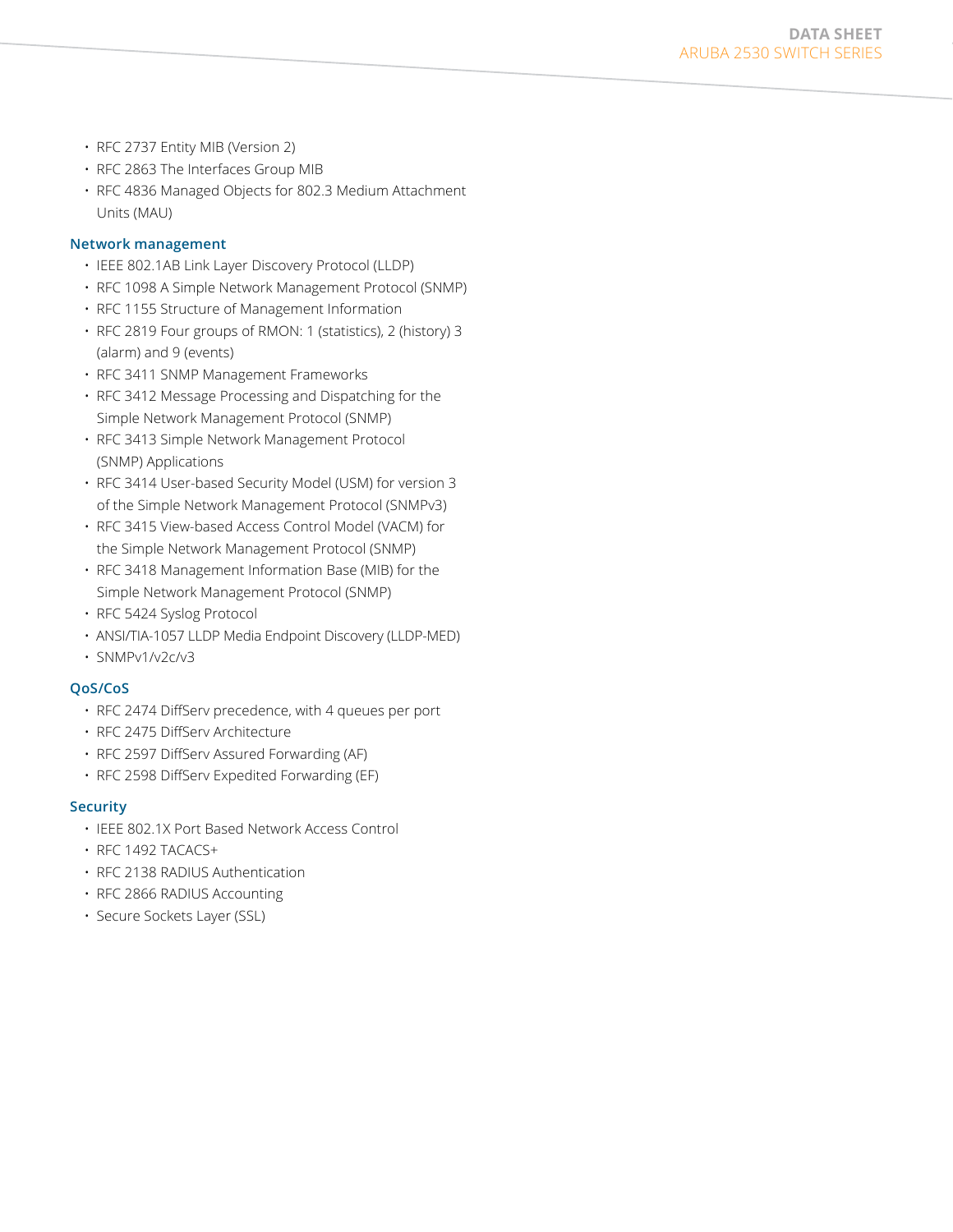- RFC 2737 Entity MIB (Version 2)
- RFC 2863 The Interfaces Group MIB
- RFC 4836 Managed Objects for 802.3 Medium Attachment Units (MAU)

### Network management

- IEEE 802.1AB Link Layer Discovery Protocol (LLDP)
- RFC 1098 A Simple Network Management Protocol (SNMP)
- RFC 1155 Structure of Management Information
- RFC 2819 Four groups of RMON: 1 (statistics), 2 (history) 3 (alarm) and 9 (events)
- RFC 3411 SNMP Management Frameworks
- RFC 3412 Message Processing and Dispatching for the Simple Network Management Protocol (SNMP)
- RFC 3413 Simple Network Management Protocol (SNMP) Applications
- RFC 3414 User-based Security Model (USM) for version 3 of the Simple Network Management Protocol (SNMPv3)
- RFC 3415 View-based Access Control Model (VACM) for the Simple Network Management Protocol (SNMP)
- RFC 3418 Management Information Base (MIB) for the Simple Network Management Protocol (SNMP)
- RFC 5424 Syslog Protocol
- ANSI/TIA-1057 LLDP Media Endpoint Discovery (LLDP-MED)
- SNMPv1/v2c/v3

### QoS/CoS

- RFC 2474 DiffServ precedence, with 4 queues per port
- RFC 2475 DiffServ Architecture
- RFC 2597 DiffServ Assured Forwarding (AF)
- RFC 2598 DiffServ Expedited Forwarding (EF)

### Security

- IEEE 802.1X Port Based Network Access Control
- RFC 1492 TACACS+
- RFC 2138 RADIUS Authentication
- RFC 2866 RADIUS Accounting
- Secure Sockets Layer (SSL)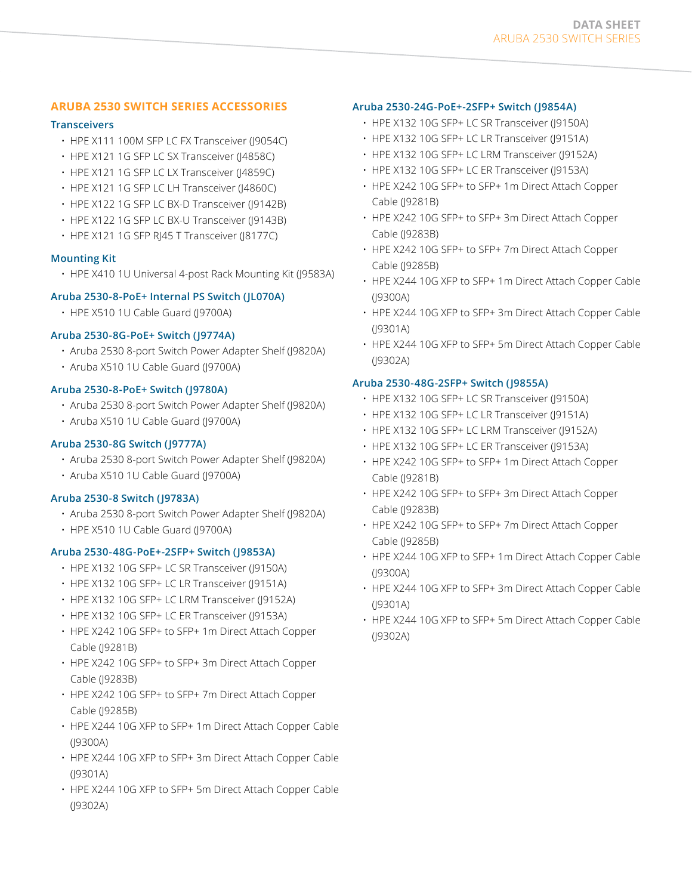## ARUBA 2530 SWITCH SERIES ACCESSORIES

### Transceivers

- HPE X111 100M SFP LC FX Transceiver (J9054C)
- HPE X121 1G SFP LC SX Transceiver (J4858C)
- HPE X121 1G SFP LC LX Transceiver (J4859C)
- HPE X121 1G SFP LC LH Transceiver (J4860C)
- HPE X122 1G SFP LC BX-D Transceiver (J9142B)
- HPE X122 1G SFP LC BX-U Transceiver (J9143B)
- HPE X121 1G SFP RJ45 T Transceiver (J8177C)

### Mounting Kit

- HPE X410 1U Universal 4-post Rack Mounting Kit (J9583A)

### Aruba 2530-8-PoE+ Internal PS Switch (JL070A)

- HPE X510 1U Cable Guard (J9700A)

### Aruba 2530-8G-PoE+ Switch (J9774A)

- Aruba 2530 8-port Switch Power Adapter Shelf (J9820A)
- Aruba X510 1U Cable Guard (J9700A)

### Aruba 2530-8-PoE+ Switch (J9780A)

- Aruba 2530 8-port Switch Power Adapter Shelf (J9820A)
- Aruba X510 1U Cable Guard (J9700A)

### Aruba 2530-8G Switch (J9777A)

- Aruba 2530 8-port Switch Power Adapter Shelf (J9820A)
- Aruba X510 1U Cable Guard (J9700A)

### Aruba 2530-8 Switch (J9783A)

- Aruba 2530 8-port Switch Power Adapter Shelf (J9820A)
- HPE X510 1U Cable Guard (J9700A)

### Aruba 2530-48G-PoE+-2SFP+ Switch (J9853A)

- HPE X132 10G SFP+ LC SR Transceiver (J9150A)
- HPE X132 10G SFP+ LC LR Transceiver (J9151A)
- HPE X132 10G SFP+ LC LRM Transceiver (J9152A)
- HPE X132 10G SFP+ LC ER Transceiver (J9153A)
- HPE X242 10G SFP+ to SFP+ 1m Direct Attach Copper Cable (J9281B)
- HPE X242 10G SFP+ to SFP+ 3m Direct Attach Copper Cable (J9283B)
- HPE X242 10G SFP+ to SFP+ 7m Direct Attach Copper Cable (J9285B)
- HPE X244 10G XFP to SFP+ 1m Direct Attach Copper Cable (J9300A)
- HPE X244 10G XFP to SFP+ 3m Direct Attach Copper Cable (J9301A)
- HPE X244 10G XFP to SFP+ 5m Direct Attach Copper Cable (J9302A)

### Aruba 2530-24G-PoE+-2SFP+ Switch (J9854A)

- HPE X132 10G SFP+ LC SR Transceiver (J9150A)
- HPE X132 10G SFP+ LC LR Transceiver (J9151A)
- HPE X132 10G SFP+ LC LRM Transceiver (J9152A)
- HPE X132 10G SFP+ LC ER Transceiver (J9153A)
- HPE X242 10G SFP+ to SFP+ 1m Direct Attach Copper Cable (J9281B)
- HPE X242 10G SFP+ to SFP+ 3m Direct Attach Copper Cable (J9283B)
- HPE X242 10G SFP+ to SFP+ 7m Direct Attach Copper Cable (J9285B)
- HPE X244 10G XFP to SFP+ 1m Direct Attach Copper Cable (J9300A)
- HPE X244 10G XFP to SFP+ 3m Direct Attach Copper Cable (J9301A)
- HPE X244 10G XFP to SFP+ 5m Direct Attach Copper Cable (J9302A)

### Aruba 2530-48G-2SFP+ Switch (J9855A)

- HPE X132 10G SFP+ LC SR Transceiver (J9150A)
- HPE X132 10G SFP+ LC LR Transceiver (J9151A)
- HPE X132 10G SFP+ LC LRM Transceiver (J9152A)
- HPE X132 10G SFP+ LC ER Transceiver (J9153A)
- HPE X242 10G SFP+ to SFP+ 1m Direct Attach Copper Cable (J9281B)
- HPE X242 10G SFP+ to SFP+ 3m Direct Attach Copper Cable (J9283B)
- HPE X242 10G SFP+ to SFP+ 7m Direct Attach Copper Cable (J9285B)
- HPE X244 10G XFP to SFP+ 1m Direct Attach Copper Cable (J9300A)
- HPE X244 10G XFP to SFP+ 3m Direct Attach Copper Cable (J9301A)
- HPE X244 10G XFP to SFP+ 5m Direct Attach Copper Cable (J9302A)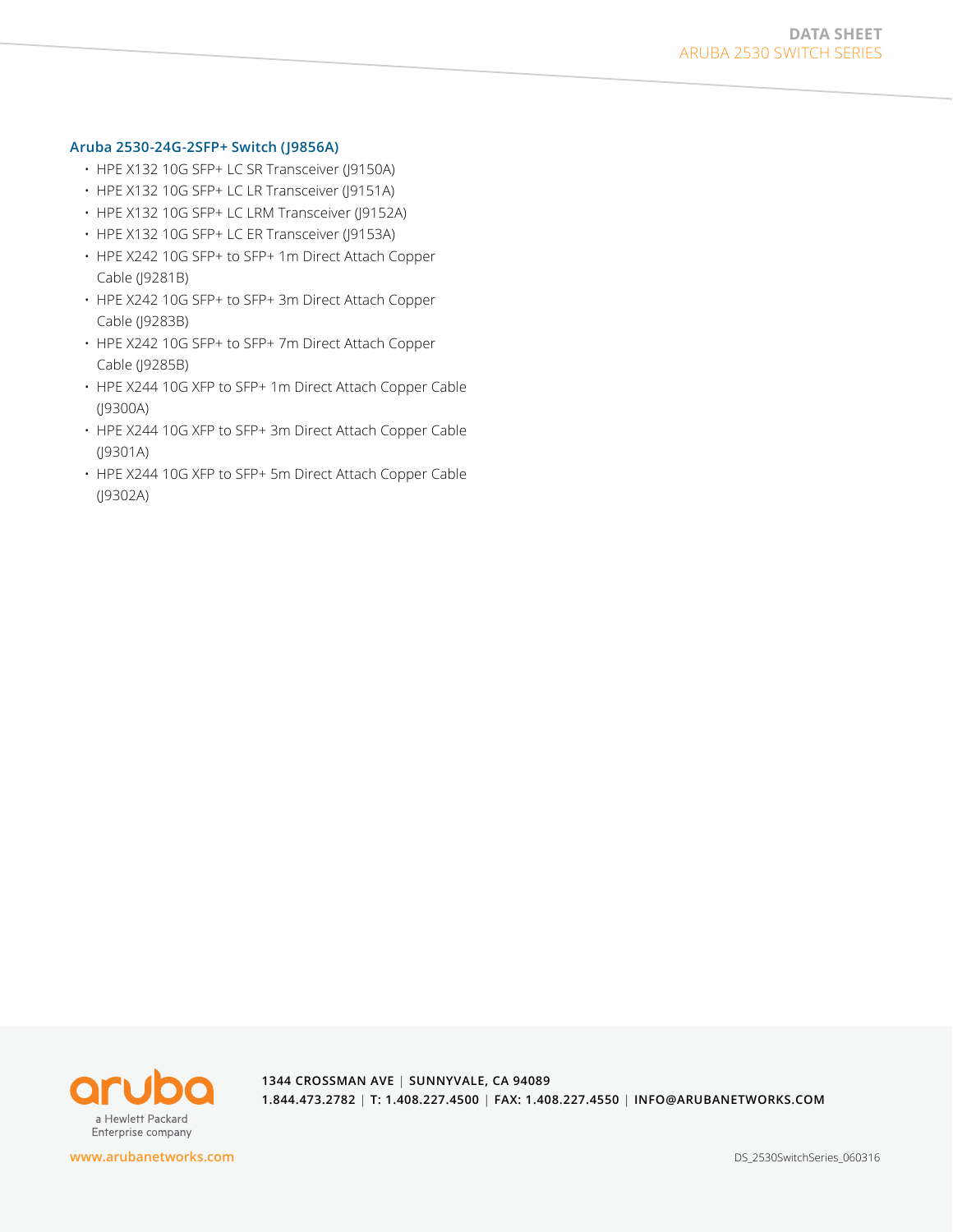### Aruba 2530-24G-2SFP+ Switch (J9856A)

- HPE X132 10G SFP+ LC SR Transceiver (J9150A)
- HPE X132 10G SFP+ LC LR Transceiver (J9151A)
- HPE X132 10G SFP+ LC LRM Transceiver (J9152A)
- HPE X132 10G SFP+ LC ER Transceiver (J9153A)
- HPE X242 10G SFP+ to SFP+ 1m Direct Attach Copper Cable (J9281B)
- HPE X242 10G SFP+ to SFP+ 3m Direct Attach Copper Cable (J9283B)
- HPE X242 10G SFP+ to SFP+ 7m Direct Attach Copper Cable (J9285B)
- HPE X244 10G XFP to SFP+ 1m Direct Attach Copper Cable (J9300A)
- HPE X244 10G XFP to SFP+ 3m Direct Attach Copper Cable (J9301A)
- HPE X244 10G XFP to SFP+ 5m Direct Attach Copper Cable (J9302A)

aruba
a Hewlett Packard Enterprise company

**1344 CROSSMAN AVE | SUNNYVALE, CA 94089**
**1.844.473.2782 | T: 1.408.227.4500 | FAX: 1.408.227.4550 | INFO@ARUBANETWORKS.COM**

www.arubanetworks.com

DS_2530SwitchSeries_060316